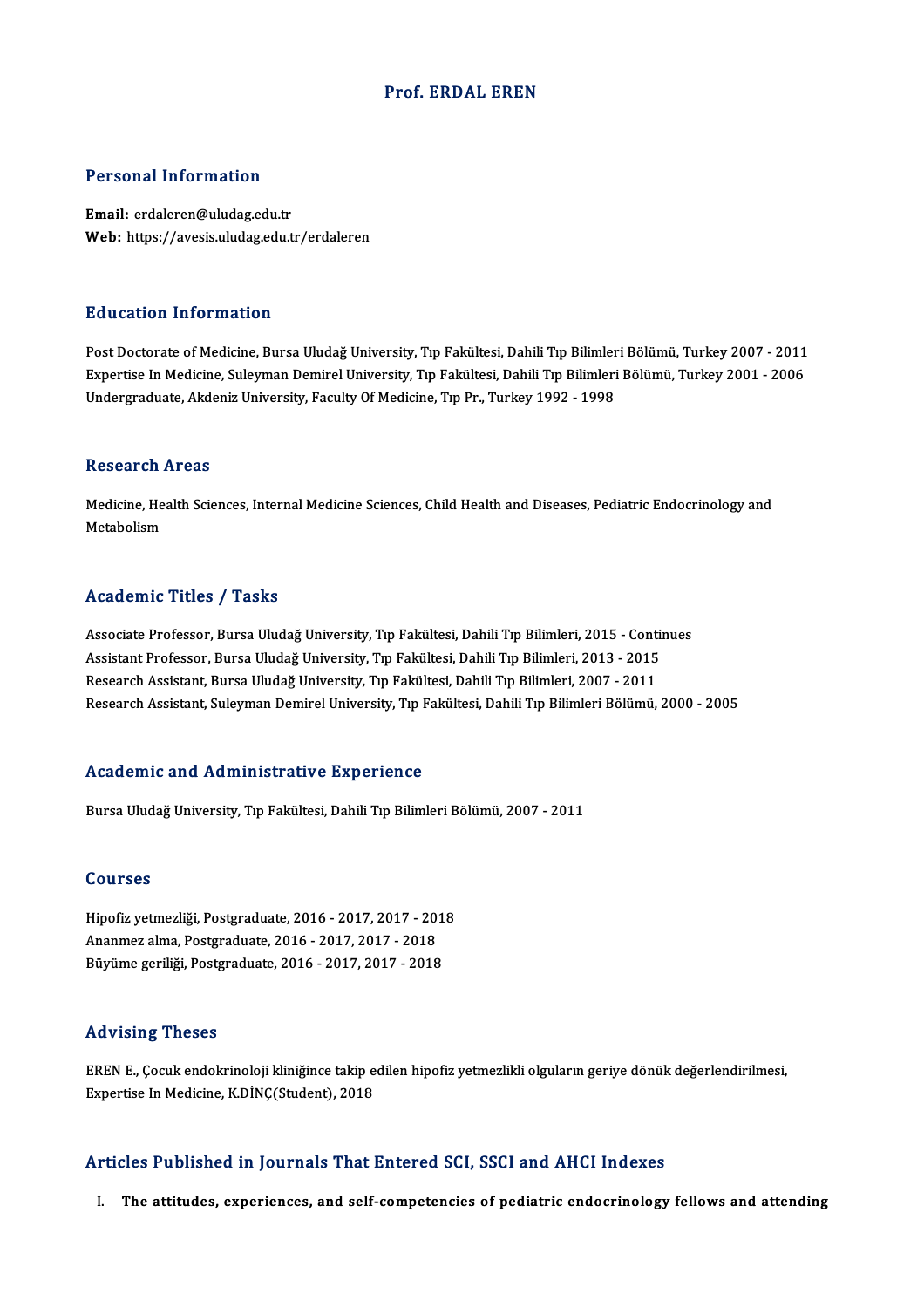# Prof. ERDAL EREN

## Personal Information

**Email:** erdaleren@uludag.edu.tr
**Web:** https://avesis.uludag.edu.tr/erdaleren

## Education Information

Post Doctorate of Medicine, Bursa Uludağ University, Tıp Fakültesi, Dahili Tıp Bilimleri Bölümü, Turkey 2007 - 2011
Expertise In Medicine, Suleyman Demirel University, Tıp Fakültesi, Dahili Tıp Bilimleri Bölümü, Turkey 2001 - 2006
Undergraduate, Akdeniz University, Faculty Of Medicine, Tıp Pr., Turkey 1992 - 1998

## Research Areas

Medicine, Health Sciences, Internal Medicine Sciences, Child Health and Diseases, Pediatric Endocrinology and Metabolism

## Academic Titles / Tasks

Associate Professor, Bursa Uludağ University, Tıp Fakültesi, Dahili Tıp Bilimleri, 2015 - Continues
Assistant Professor, Bursa Uludağ University, Tıp Fakültesi, Dahili Tıp Bilimleri, 2013 - 2015
Research Assistant, Bursa Uludağ University, Tıp Fakültesi, Dahili Tıp Bilimleri, 2007 - 2011
Research Assistant, Suleyman Demirel University, Tıp Fakültesi, Dahili Tıp Bilimleri Bölümü, 2000 - 2005

## Academic and Administrative Experience

Bursa Uludağ University, Tıp Fakültesi, Dahili Tıp Bilimleri Bölümü, 2007 - 2011

## Courses

Hipofiz yetmezliği, Postgraduate, 2016 - 2017, 2017 - 2018
Ananmez alma, Postgraduate, 2016 - 2017, 2017 - 2018
Büyüme geriliği, Postgraduate, 2016 - 2017, 2017 - 2018

## Advising Theses

EREN E., Çocuk endokrinoloji kliniğince takip edilen hipofiz yetmezlikli olguların geriye dönük değerlendirilmesi, Expertise In Medicine, K.DİNÇ(Student), 2018

## Articles Published in Journals That Entered SCI, SSCI and AHCI Indexes

I. **The attitudes, experiences, and self-competencies of pediatric endocrinology fellows and attending**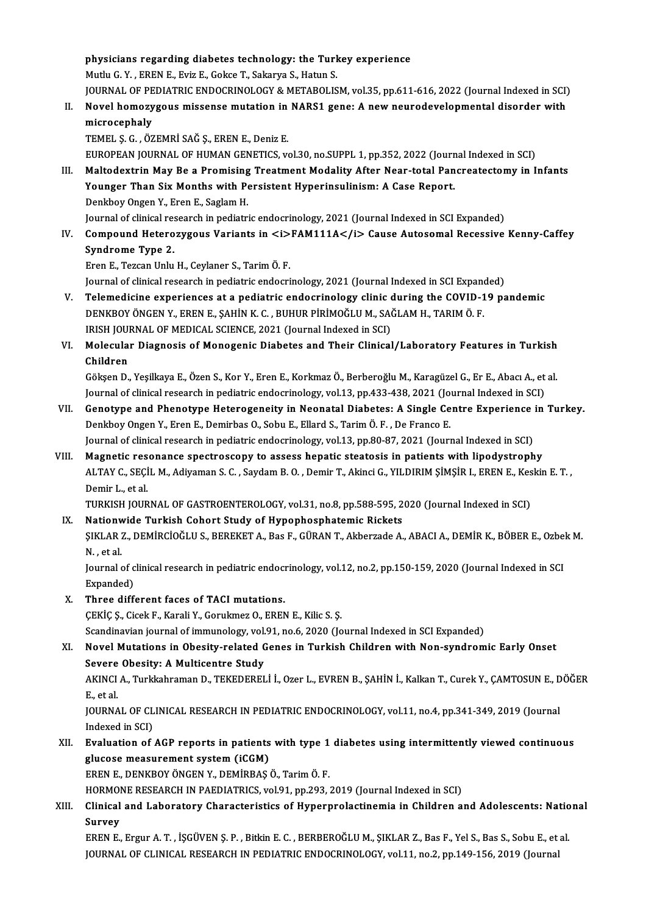physicians regarding diabetes technology: the Turkey experience
Mutlu G. Y. , EREN E., Eviz E., Gokce T., Sakarya S., Hatun S.
JOURNAL OF PEDIATRIC ENDOCRINOLOGY & METABOLISM, vol.35, pp.611-616, 2022 (Journal Indexed in SCI)

II. **Novel homozygous missense mutation in NARS1 gene: A new neurodevelopmental disorder with microcephaly**
TEMEL Ş. G. , ÖZEMRİ SAĞ Ş., EREN E., Deniz E.
EUROPEAN JOURNAL OF HUMAN GENETICS, vol.30, no.SUPPL 1, pp.352, 2022 (Journal Indexed in SCI)

III. **Maltodextrin May Be a Promising Treatment Modality After Near-total Pancreatectomy in Infants Younger Than Six Months with Persistent Hyperinsulinism: A Case Report.**
Denkboy Ongen Y., Eren E., Saglam H.
Journal of clinical research in pediatric endocrinology, 2021 (Journal Indexed in SCI Expanded)

IV. **Compound Heterozygous Variants in <i>FAM111A</i> Cause Autosomal Recessive Kenny-Caffey Syndrome Type 2.**
Eren E., Tezcan Unlu H., Ceylaner S., Tarim Ö. F.
Journal of clinical research in pediatric endocrinology, 2021 (Journal Indexed in SCI Expanded)

V. **Telemedicine experiences at a pediatric endocrinology clinic during the COVID-19 pandemic**
DENKBOY ÖNGEN Y., EREN E., ŞAHİN K. C. , BUHUR PİRİMOĞLU M., SAĞLAM H., TARIM Ö. F.
IRISH JOURNAL OF MEDICAL SCIENCE, 2021 (Journal Indexed in SCI)

VI. **Molecular Diagnosis of Monogenic Diabetes and Their Clinical/Laboratory Features in Turkish Children**
Gökşen D., Yeşilkaya E., Özen S., Kor Y., Eren E., Korkmaz Ö., Berberoğlu M., Karagüzel G., Er E., Abacı A., et al.
Journal of clinical research in pediatric endocrinology, vol.13, pp.433-438, 2021 (Journal Indexed in SCI)

VII. **Genotype and Phenotype Heterogeneity in Neonatal Diabetes: A Single Centre Experience in Turkey.**
Denkboy Ongen Y., Eren E., Demirbas O., Sobu E., Ellard S., Tarim Ö. F. , De Franco E.
Journal of clinical research in pediatric endocrinology, vol.13, pp.80-87, 2021 (Journal Indexed in SCI)

VIII. **Magnetic resonance spectroscopy to assess hepatic steatosis in patients with lipodystrophy**
ALTAY C., SEÇİL M., Adiyaman S. C. , Saydam B. O. , Demir T., Akinci G., YILDIRIM ŞİMŞİR I., EREN E., Keskin E. T. , Demir L., et al.
TURKISH JOURNAL OF GASTROENTEROLOGY, vol.31, no.8, pp.588-595, 2020 (Journal Indexed in SCI)

IX. **Nationwide Turkish Cohort Study of Hypophosphatemic Rickets**
ŞIKLAR Z., DEMİRCİOĞLU S., BEREKET A., Bas F., GÜRAN T., Akberzade A., ABACI A., DEMİR K., BÖBER E., Ozbek M. N. , et al.
Journal of clinical research in pediatric endocrinology, vol.12, no.2, pp.150-159, 2020 (Journal Indexed in SCI Expanded)

X. **Three different faces of TACI mutations.**
ÇEKİÇ Ş., Cicek F., Karali Y., Gorukmez O., EREN E., Kilic S. Ş.
Scandinavian journal of immunology, vol.91, no.6, 2020 (Journal Indexed in SCI Expanded)

XI. **Novel Mutations in Obesity-related Genes in Turkish Children with Non-syndromic Early Onset Severe Obesity: A Multicentre Study**
AKINCI A., Turkkahraman D., TEKEDERELİ İ., Ozer L., EVREN B., ŞAHİN İ., Kalkan T., Curek Y., ÇAMTOSUN E., DÖĞER E., et al.
JOURNAL OF CLINICAL RESEARCH IN PEDIATRIC ENDOCRINOLOGY, vol.11, no.4, pp.341-349, 2019 (Journal Indexed in SCI)

XII. **Evaluation of AGP reports in patients with type 1 diabetes using intermittently viewed continuous glucose measurement system (iCGM)**
EREN E., DENKBOY ÖNGEN Y., DEMİRBAŞ Ö., Tarim Ö. F.
HORMONE RESEARCH IN PAEDIATRICS, vol.91, pp.293, 2019 (Journal Indexed in SCI)

XIII. **Clinical and Laboratory Characteristics of Hyperprolactinemia in Children and Adolescents: National Survey**
EREN E., Ergur A. T. , İŞGÜVEN Ş. P. , Bitkin E. C. , BERBEROĞLU M., ŞIKLAR Z., Bas F., Yel S., Bas S., Sobu E., et al.
JOURNAL OF CLINICAL RESEARCH IN PEDIATRIC ENDOCRINOLOGY, vol.11, no.2, pp.149-156, 2019 (Journal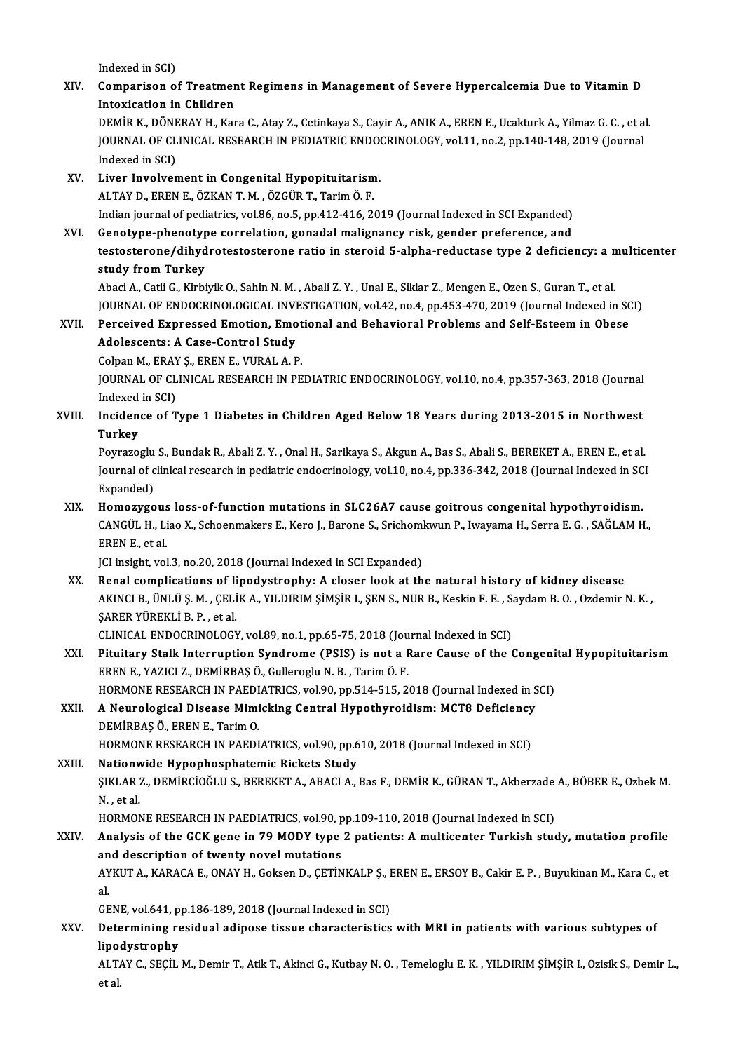Indexed in SCI)

XIV. **Comparison of Treatment Regimens in Management of Severe Hypercalcemia Due to Vitamin D Intoxication in Children**
DEMİR K., DÖNERAY H., Kara C., Atay Z., Cetinkaya S., Cayir A., ANIK A., EREN E., Ucakturk A., Yilmaz G. C. , et al.
JOURNAL OF CLINICAL RESEARCH IN PEDIATRIC ENDOCRINOLOGY, vol.11, no.2, pp.140-148, 2019 (Journal Indexed in SCI)

XV. **Liver Involvement in Congenital Hypopituitarism.**
ALTAY D., EREN E., ÖZKAN T. M. , ÖZGÜR T., Tarim Ö. F.
Indian journal of pediatrics, vol.86, no.5, pp.412-416, 2019 (Journal Indexed in SCI Expanded)

XVI. **Genotype-phenotype correlation, gonadal malignancy risk, gender preference, and testosterone/dihydrotestosterone ratio in steroid 5-alpha-reductase type 2 deficiency: a multicenter study from Turkey**
Abaci A., Catli G., Kirbiyik O., Sahin N. M. , Abali Z. Y. , Unal E., Siklar Z., Mengen E., Ozen S., Guran T., et al.
JOURNAL OF ENDOCRINOLOGICAL INVESTIGATION, vol.42, no.4, pp.453-470, 2019 (Journal Indexed in SCI)

XVII. **Perceived Expressed Emotion, Emotional and Behavioral Problems and Self-Esteem in Obese Adolescents: A Case-Control Study**
Colpan M., ERAY Ş., EREN E., VURAL A. P.
JOURNAL OF CLINICAL RESEARCH IN PEDIATRIC ENDOCRINOLOGY, vol.10, no.4, pp.357-363, 2018 (Journal Indexed in SCI)

XVIII. **Incidence of Type 1 Diabetes in Children Aged Below 18 Years during 2013-2015 in Northwest Turkey**
Poyrazoglu S., Bundak R., Abali Z. Y. , Onal H., Sarikaya S., Akgun A., Bas S., Abali S., BEREKET A., EREN E., et al.
Journal of clinical research in pediatric endocrinology, vol.10, no.4, pp.336-342, 2018 (Journal Indexed in SCI Expanded)

XIX. **Homozygous loss-of-function mutations in SLC26A7 cause goitrous congenital hypothyroidism.**
CANGÜL H., Liao X., Schoenmakers E., Kero J., Barone S., Srichomkwun P., Iwayama H., Serra E. G. , SAĞLAM H., EREN E., et al.
JCI insight, vol.3, no.20, 2018 (Journal Indexed in SCI Expanded)

XX. **Renal complications of lipodystrophy: A closer look at the natural history of kidney disease**
AKINCI B., ÜNLÜ Ş. M. , ÇELİK A., YILDIRIM ŞİMŞİR I., ŞEN S., NUR B., Keskin F. E. , Saydam B. O. , Ozdemir N. K. , ŞARER YÜREKLİ B. P. , et al.
CLINICAL ENDOCRINOLOGY, vol.89, no.1, pp.65-75, 2018 (Journal Indexed in SCI)

XXI. **Pituitary Stalk Interruption Syndrome (PSIS) is not a Rare Cause of the Congenital Hypopituitarism**
EREN E., YAZICI Z., DEMİRBAŞ Ö., Gulleroglu N. B. , Tarim Ö. F.
HORMONE RESEARCH IN PAEDIATRICS, vol.90, pp.514-515, 2018 (Journal Indexed in SCI)

XXII. **A Neurological Disease Mimicking Central Hypothyroidism: MCT8 Deficiency**
DEMİRBAŞ Ö., EREN E., Tarim O.
HORMONE RESEARCH IN PAEDIATRICS, vol.90, pp.610, 2018 (Journal Indexed in SCI)

XXIII. **Nationwide Hypophosphatemic Rickets Study**
ŞIKLAR Z., DEMİRCİOĞLU S., BEREKET A., ABACI A., Bas F., DEMİR K., GÜRAN T., Akberzade A., BÖBER E., Ozbek M. N. , et al.
HORMONE RESEARCH IN PAEDIATRICS, vol.90, pp.109-110, 2018 (Journal Indexed in SCI)

XXIV. **Analysis of the GCK gene in 79 MODY type 2 patients: A multicenter Turkish study, mutation profile and description of twenty novel mutations**
AYKUT A., KARACA E., ONAY H., Goksen D., ÇETİNKALP Ş., EREN E., ERSOY B., Cakir E. P. , Buyukinan M., Kara C., et al.
GENE, vol.641, pp.186-189, 2018 (Journal Indexed in SCI)

XXV. **Determining residual adipose tissue characteristics with MRI in patients with various subtypes of lipodystrophy**
ALTAY C., SEÇİL M., Demir T., Atik T., Akinci G., Kutbay N. O. , Temeloglu E. K. , YILDIRIM ŞİMŞİR I., Ozisik S., Demir L., et al.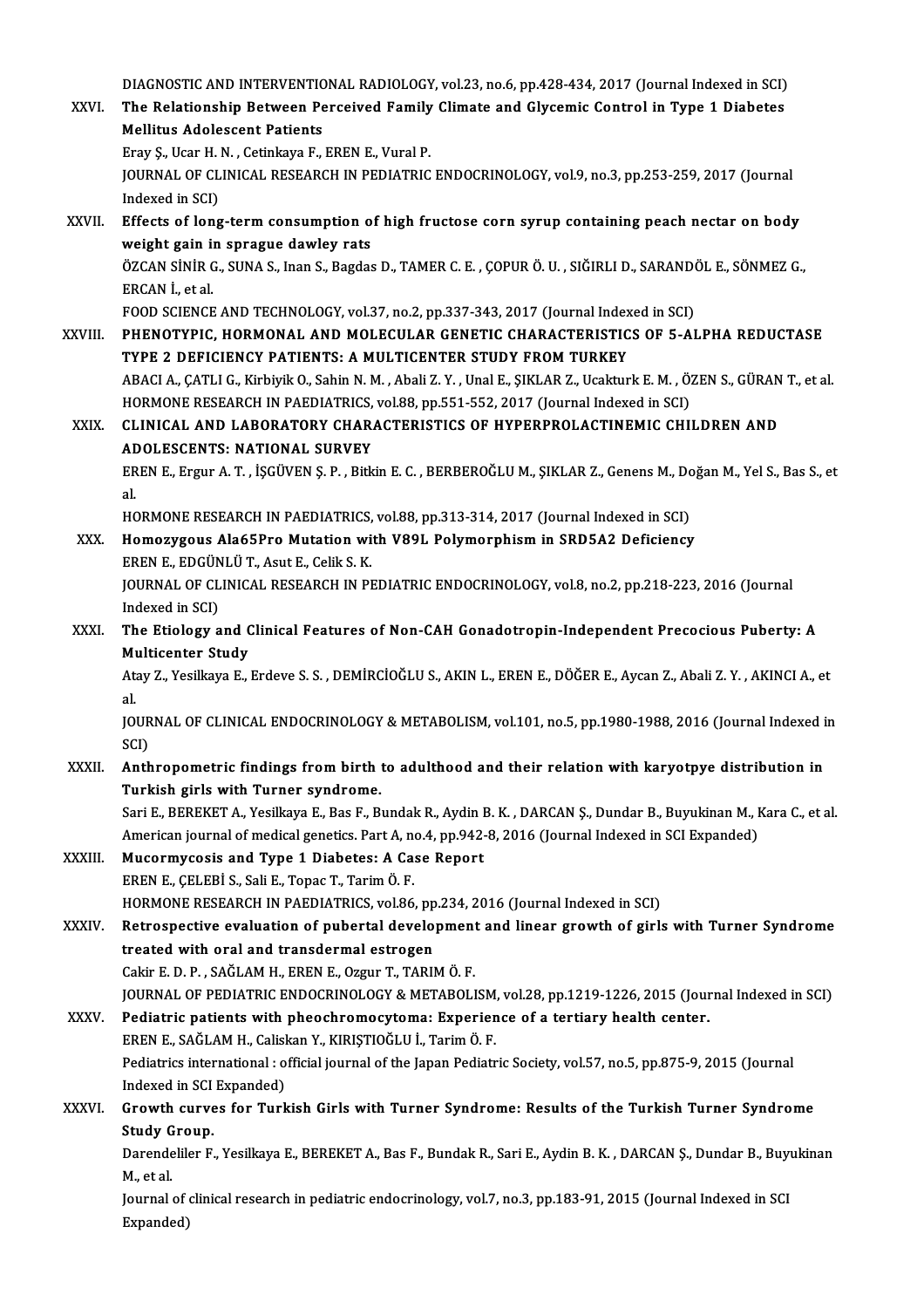DIAGNOSTIC AND INTERVENTIONAL RADIOLOGY, vol.23, no.6, pp.428-434, 2017 (Journal Indexed in SCI)

XXVI. **The Relationship Between Perceived Family Climate and Glycemic Control in Type 1 Diabetes Mellitus Adolescent Patients**
Eray Ş., Ucar H. N. , Cetinkaya F., EREN E., Vural P.
JOURNAL OF CLINICAL RESEARCH IN PEDIATRIC ENDOCRINOLOGY, vol.9, no.3, pp.253-259, 2017 (Journal Indexed in SCI)

XXVII. **Effects of long-term consumption of high fructose corn syrup containing peach nectar on body weight gain in sprague dawley rats**
ÖZCAN SİNİR G., SUNA S., Inan S., Bagdas D., TAMER C. E. , ÇOPUR Ö. U. , SIĞIRLI D., SARANDÖL E., SÖNMEZ G., ERCAN İ., et al.
FOOD SCIENCE AND TECHNOLOGY, vol.37, no.2, pp.337-343, 2017 (Journal Indexed in SCI)

XXVIII. **PHENOTYPIC, HORMONAL AND MOLECULAR GENETIC CHARACTERISTICS OF 5-ALPHA REDUCTASE TYPE 2 DEFICIENCY PATIENTS: A MULTICENTER STUDY FROM TURKEY**
ABACI A., ÇATLI G., Kirbiyik O., Sahin N. M. , Abali Z. Y. , Unal E., ŞIKLAR Z., Ucakturk E. M. , ÖZEN S., GÜRAN T., et al.
HORMONE RESEARCH IN PAEDIATRICS, vol.88, pp.551-552, 2017 (Journal Indexed in SCI)

XXIX. **CLINICAL AND LABORATORY CHARACTERISTICS OF HYPERPROLACTINEMIC CHILDREN AND ADOLESCENTS: NATIONAL SURVEY**
EREN E., Ergur A. T. , İŞGÜVEN Ş. P. , Bitkin E. C. , BERBEROĞLU M., ŞIKLAR Z., Genens M., Doğan M., Yel S., Bas S., et al.
HORMONE RESEARCH IN PAEDIATRICS, vol.88, pp.313-314, 2017 (Journal Indexed in SCI)

XXX. **Homozygous Ala65Pro Mutation with V89L Polymorphism in SRD5A2 Deficiency**
EREN E., EDGÜNLÜ T., Asut E., Celik S. K.
JOURNAL OF CLINICAL RESEARCH IN PEDIATRIC ENDOCRINOLOGY, vol.8, no.2, pp.218-223, 2016 (Journal Indexed in SCI)

XXXI. **The Etiology and Clinical Features of Non-CAH Gonadotropin-Independent Precocious Puberty: A Multicenter Study**
Atay Z., Yesilkaya E., Erdeve S. S. , DEMİRCİOĞLU S., AKIN L., EREN E., DÖĞER E., Aycan Z., Abali Z. Y. , AKINCI A., et al.
JOURNAL OF CLINICAL ENDOCRINOLOGY & METABOLISM, vol.101, no.5, pp.1980-1988, 2016 (Journal Indexed in SCI)

XXXII. **Anthropometric findings from birth to adulthood and their relation with karyotpye distribution in Turkish girls with Turner syndrome.**
Sari E., BEREKET A., Yesilkaya E., Bas F., Bundak R., Aydin B. K. , DARCAN Ş., Dundar B., Buyukinan M., Kara C., et al.
American journal of medical genetics. Part A, no.4, pp.942-8, 2016 (Journal Indexed in SCI Expanded)

XXXIII. **Mucormycosis and Type 1 Diabetes: A Case Report**
EREN E., ÇELEBİ S., Sali E., Topac T., Tarim Ö. F.
HORMONE RESEARCH IN PAEDIATRICS, vol.86, pp.234, 2016 (Journal Indexed in SCI)

XXXIV. **Retrospective evaluation of pubertal development and linear growth of girls with Turner Syndrome treated with oral and transdermal estrogen**
Cakir E. D. P. , SAĞLAM H., EREN E., Ozgur T., TARIM Ö. F.
JOURNAL OF PEDIATRIC ENDOCRINOLOGY & METABOLISM, vol.28, pp.1219-1226, 2015 (Journal Indexed in SCI)

XXXV. **Pediatric patients with pheochromocytoma: Experience of a tertiary health center.**
EREN E., SAĞLAM H., Caliskan Y., KIRIŞTIOĞLU İ., Tarim Ö. F.
Pediatrics international : official journal of the Japan Pediatric Society, vol.57, no.5, pp.875-9, 2015 (Journal Indexed in SCI Expanded)

XXXVI. **Growth curves for Turkish Girls with Turner Syndrome: Results of the Turkish Turner Syndrome Study Group.**
Darendeliler F., Yesilkaya E., BEREKET A., Bas F., Bundak R., Sari E., Aydin B. K. , DARCAN Ş., Dundar B., Buyukinan M., et al.
Journal of clinical research in pediatric endocrinology, vol.7, no.3, pp.183-91, 2015 (Journal Indexed in SCI Expanded)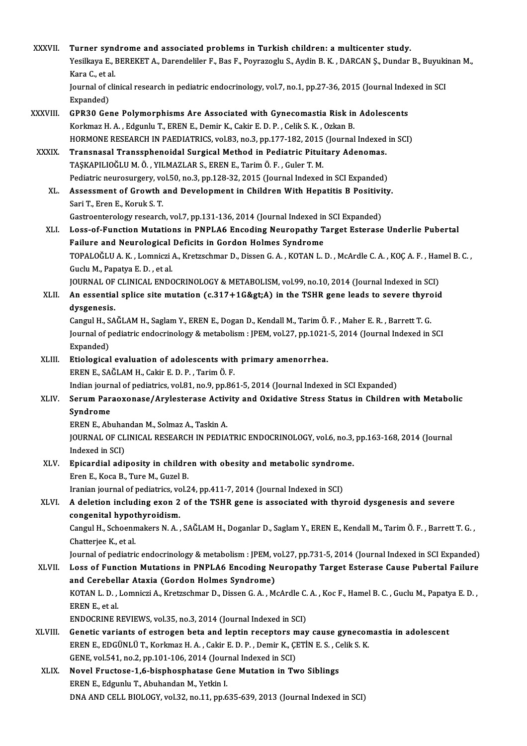XXXVII. **Turner syndrome and associated problems in Turkish children: a multicenter study.**
Yesilkaya E., BEREKET A., Darendeliler F., Bas F., Poyrazoglu S., Aydin B. K. , DARCAN Ş., Dundar B., Buyukinan M., Kara C., et al.
Journal of clinical research in pediatric endocrinology, vol.7, no.1, pp.27-36, 2015 (Journal Indexed in SCI Expanded)

XXXVIII. **GPR30 Gene Polymorphisms Are Associated with Gynecomastia Risk in Adolescents**
Korkmaz H. A. , Edgunlu T., EREN E., Demir K., Cakir E. D. P. , Celik S. K. , Ozkan B.
HORMONE RESEARCH IN PAEDIATRICS, vol.83, no.3, pp.177-182, 2015 (Journal Indexed in SCI)

XXXIX. **Transnasal Transsphenoidal Surgical Method in Pediatric Pituitary Adenomas.**
TAŞKAPILIOĞLU M. Ö. , YILMAZLAR S., EREN E., Tarim Ö. F. , Guler T. M.
Pediatric neurosurgery, vol.50, no.3, pp.128-32, 2015 (Journal Indexed in SCI Expanded)

XL. **Assessment of Growth and Development in Children With Hepatitis B Positivity.**
Sari T., Eren E., Koruk S. T.
Gastroenterology research, vol.7, pp.131-136, 2014 (Journal Indexed in SCI Expanded)

XLI. **Loss-of-Function Mutations in PNPLA6 Encoding Neuropathy Target Esterase Underlie Pubertal Failure and Neurological Deficits in Gordon Holmes Syndrome**
TOPALOĞLU A. K. , Lomniczi A., Kretzschmar D., Dissen G. A. , KOTAN L. D. , McArdle C. A. , KOÇ A. F. , Hamel B. C. , Guclu M., Papatya E. D. , et al.
JOURNAL OF CLINICAL ENDOCRINOLOGY & METABOLISM, vol.99, no.10, 2014 (Journal Indexed in SCI)

XLII. **An essential splice site mutation (c.317+1G&gt;A) in the TSHR gene leads to severe thyroid dysgenesis.**
Cangul H., SAĞLAM H., Saglam Y., EREN E., Dogan D., Kendall M., Tarim Ö. F. , Maher E. R. , Barrett T. G.
Journal of pediatric endocrinology & metabolism : JPEM, vol.27, pp.1021-5, 2014 (Journal Indexed in SCI Expanded)

XLIII. **Etiological evaluation of adolescents with primary amenorrhea.**
EREN E., SAĞLAM H., Cakir E. D. P. , Tarim Ö. F.
Indian journal of pediatrics, vol.81, no.9, pp.861-5, 2014 (Journal Indexed in SCI Expanded)

XLIV. **Serum Paraoxonase/Arylesterase Activity and Oxidative Stress Status in Children with Metabolic Syndrome**
EREN E., Abuhandan M., Solmaz A., Taskin A.
JOURNAL OF CLINICAL RESEARCH IN PEDIATRIC ENDOCRINOLOGY, vol.6, no.3, pp.163-168, 2014 (Journal Indexed in SCI)

XLV. **Epicardial adiposity in children with obesity and metabolic syndrome.**
Eren E., Koca B., Ture M., Guzel B.
Iranian journal of pediatrics, vol.24, pp.411-7, 2014 (Journal Indexed in SCI)

XLVI. **A deletion including exon 2 of the TSHR gene is associated with thyroid dysgenesis and severe congenital hypothyroidism.**
Cangul H., Schoenmakers N. A. , SAĞLAM H., Doganlar D., Saglam Y., EREN E., Kendall M., Tarim Ö. F. , Barrett T. G. , Chatterjee K., et al.
Journal of pediatric endocrinology & metabolism : JPEM, vol.27, pp.731-5, 2014 (Journal Indexed in SCI Expanded)

XLVII. **Loss of Function Mutations in PNPLA6 Encoding Neuropathy Target Esterase Cause Pubertal Failure and Cerebellar Ataxia (Gordon Holmes Syndrome)**
KOTAN L. D. , Lomniczi A., Kretzschmar D., Dissen G. A. , McArdle C. A. , Koc F., Hamel B. C. , Guclu M., Papatya E. D. , EREN E., et al.
ENDOCRINE REVIEWS, vol.35, no.3, 2014 (Journal Indexed in SCI)

XLVIII. **Genetic variants of estrogen beta and leptin receptors may cause gynecomastia in adolescent**
EREN E., EDGÜNLÜ T., Korkmaz H. A. , Cakir E. D. P. , Demir K., ÇETİN E. S. , Celik S. K.
GENE, vol.541, no.2, pp.101-106, 2014 (Journal Indexed in SCI)

XLIX. **Novel Fructose-1,6-bisphosphatase Gene Mutation in Two Siblings**
EREN E., Edgunlu T., Abuhandan M., Yetkin I.
DNA AND CELL BIOLOGY, vol.32, no.11, pp.635-639, 2013 (Journal Indexed in SCI)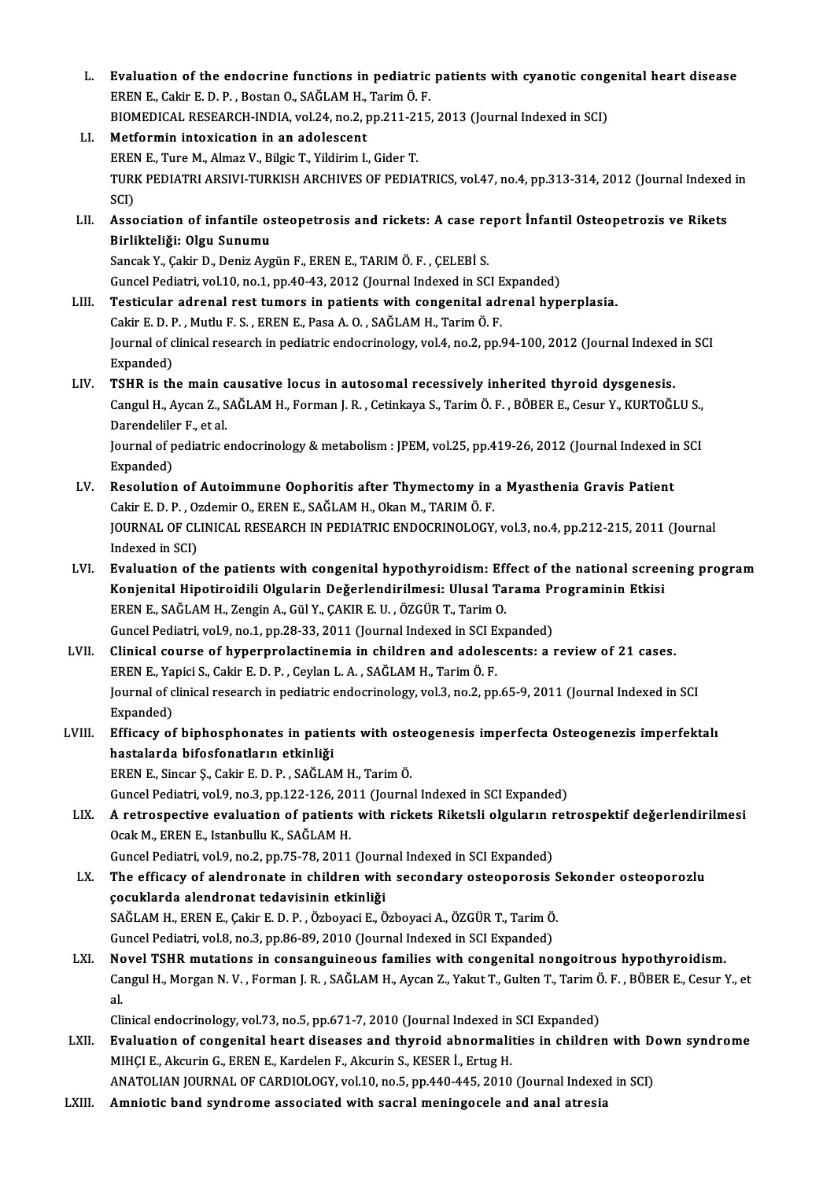L. **Evaluation of the endocrine functions in pediatric patients with cyanotic congenital heart disease**
EREN E., Cakir E. D. P. , Bostan O., SAĞLAM H., Tarim Ö. F.
BIOMEDICAL RESEARCH-INDIA, vol.24, no.2, pp.211-215, 2013 (Journal Indexed in SCI)

LI. **Metformin intoxication in an adolescent**
EREN E., Ture M., Almaz V., Bilgic T., Yildirim I., Gider T.
TURK PEDIATRI ARSIVI-TURKISH ARCHIVES OF PEDIATRICS, vol.47, no.4, pp.313-314, 2012 (Journal Indexed in SCI)

LII. **Association of infantile osteopetrosis and rickets: A case report İnfantil Osteopetrozis ve Rikets Birlikteliği: Olgu Sunumu**
Sancak Y., Çakir D., Deniz Aygün F., EREN E., TARIM Ö. F. , ÇELEBİ S.
Guncel Pediatri, vol.10, no.1, pp.40-43, 2012 (Journal Indexed in SCI Expanded)

LIII. **Testicular adrenal rest tumors in patients with congenital adrenal hyperplasia.**
Cakir E. D. P. , Mutlu F. S. , EREN E., Pasa A. O. , SAĞLAM H., Tarim Ö. F.
Journal of clinical research in pediatric endocrinology, vol.4, no.2, pp.94-100, 2012 (Journal Indexed in SCI Expanded)

LIV. **TSHR is the main causative locus in autosomal recessively inherited thyroid dysgenesis.**
Cangul H., Aycan Z., SAĞLAM H., Forman J. R. , Cetinkaya S., Tarim Ö. F. , BÖBER E., Cesur Y., KURTOĞLU S., Darendeliler F., et al.
Journal of pediatric endocrinology & metabolism : JPEM, vol.25, pp.419-26, 2012 (Journal Indexed in SCI Expanded)

LV. **Resolution of Autoimmune Oophoritis after Thymectomy in a Myasthenia Gravis Patient**
Cakir E. D. P. , Ozdemir O., EREN E., SAĞLAM H., Okan M., TARIM Ö. F.
JOURNAL OF CLINICAL RESEARCH IN PEDIATRIC ENDOCRINOLOGY, vol.3, no.4, pp.212-215, 2011 (Journal Indexed in SCI)

LVI. **Evaluation of the patients with congenital hypothyroidism: Effect of the national screening program Konjenital Hipotiroidili Olgularin Değerlendirilmesi: Ulusal Tarama Programinin Etkisi**
EREN E., SAĞLAM H., Zengin A., Gül Y., ÇAKIR E. U. , ÖZGÜR T., Tarim O.
Guncel Pediatri, vol.9, no.1, pp.28-33, 2011 (Journal Indexed in SCI Expanded)

LVII. **Clinical course of hyperprolactinemia in children and adolescents: a review of 21 cases.**
EREN E., Yapici S., Cakir E. D. P. , Ceylan L. A. , SAĞLAM H., Tarim Ö. F.
Journal of clinical research in pediatric endocrinology, vol.3, no.2, pp.65-9, 2011 (Journal Indexed in SCI Expanded)

LVIII. **Efficacy of biphosphonates in patients with osteogenesis imperfecta Osteogenezis imperfektalı hastalarda bifosfonatların etkinliği**
EREN E., Sincar Ş., Cakir E. D. P. , SAĞLAM H., Tarim Ö.
Guncel Pediatri, vol.9, no.3, pp.122-126, 2011 (Journal Indexed in SCI Expanded)

LIX. **A retrospective evaluation of patients with rickets Riketsli olguların retrospektif değerlendirilmesi**
Ocak M., EREN E., Istanbullu K., SAĞLAM H.
Guncel Pediatri, vol.9, no.2, pp.75-78, 2011 (Journal Indexed in SCI Expanded)

LX. **The efficacy of alendronate in children with secondary osteoporosis Sekonder osteoporozlu çocuklarda alendronat tedavisinin etkinliği**
SAĞLAM H., EREN E., Çakir E. D. P. , Özboyaci E., Özboyaci A., ÖZGÜR T., Tarim Ö.
Guncel Pediatri, vol.8, no.3, pp.86-89, 2010 (Journal Indexed in SCI Expanded)

LXI. **Novel TSHR mutations in consanguineous families with congenital nongoitrous hypothyroidism.**
Cangul H., Morgan N. V. , Forman J. R. , SAĞLAM H., Aycan Z., Yakut T., Gulten T., Tarim Ö. F. , BÖBER E., Cesur Y., et al.
Clinical endocrinology, vol.73, no.5, pp.671-7, 2010 (Journal Indexed in SCI Expanded)

LXII. **Evaluation of congenital heart diseases and thyroid abnormalities in children with Down syndrome**
MIHÇI E., Akcurin G., EREN E., Kardelen F., Akcurin S., KESER İ., Ertug H.
ANATOLIAN JOURNAL OF CARDIOLOGY, vol.10, no.5, pp.440-445, 2010 (Journal Indexed in SCI)

LXIII. **Amniotic band syndrome associated with sacral meningocele and anal atresia**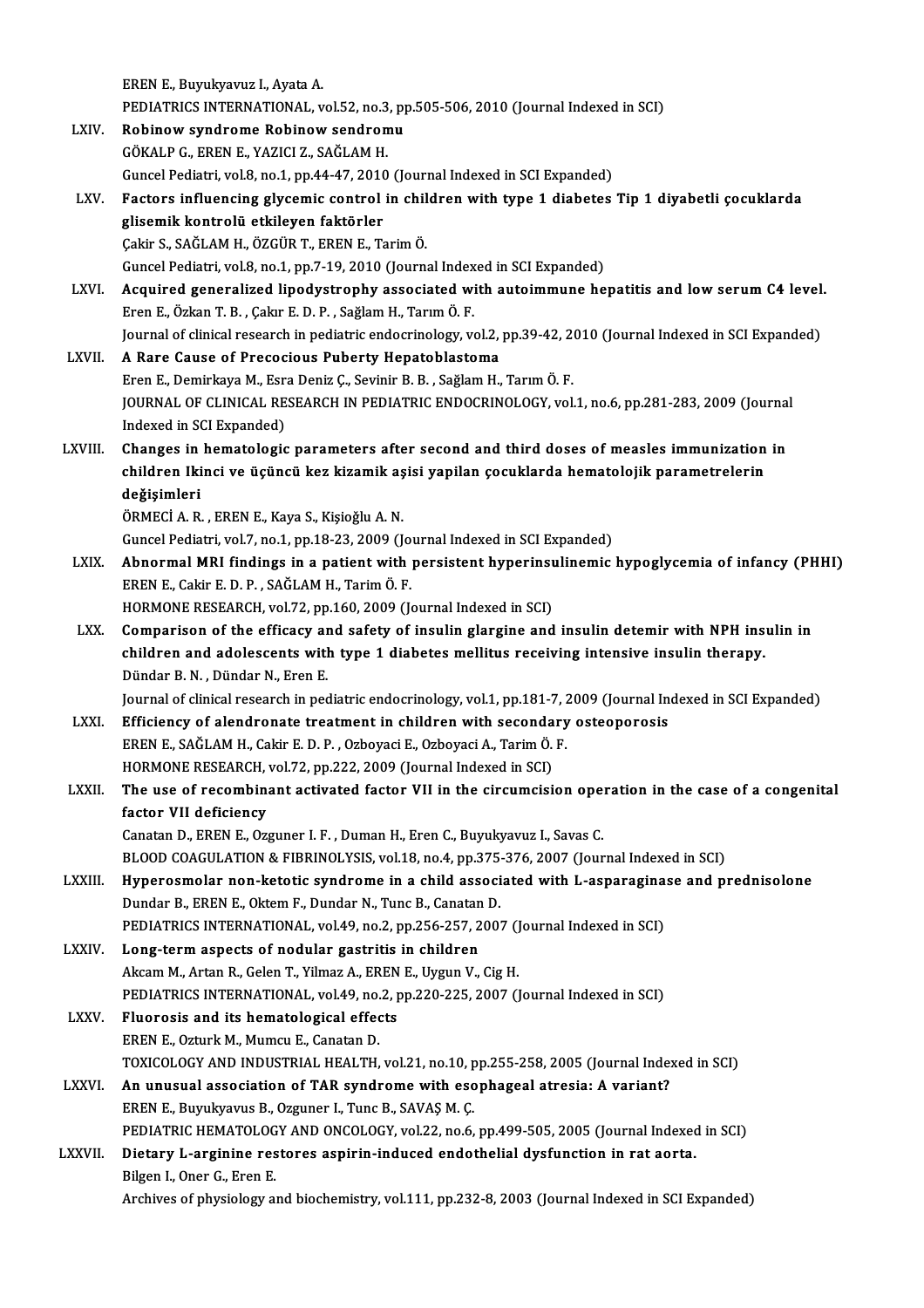EREN E., Buyukyavuz I., Ayata A.
PEDIATRICS INTERNATIONAL, vol.52, no.3, pp.505-506, 2010 (Journal Indexed in SCI)

LXIV. **Robinow syndrome Robinow sendromu**
GÖKALP G., EREN E., YAZICI Z., SAĞLAM H.
Guncel Pediatri, vol.8, no.1, pp.44-47, 2010 (Journal Indexed in SCI Expanded)

LXV. **Factors influencing glycemic control in children with type 1 diabetes Tip 1 diyabetli çocuklarda glisemik kontrolü etkileyen faktörler**
Çakir S., SAĞLAM H., ÖZGÜR T., EREN E., Tarim Ö.
Guncel Pediatri, vol.8, no.1, pp.7-19, 2010 (Journal Indexed in SCI Expanded)

LXVI. **Acquired generalized lipodystrophy associated with autoimmune hepatitis and low serum C4 level.**
Eren E., Özkan T. B. , Çakır E. D. P. , Sağlam H., Tarım Ö. F.
Journal of clinical research in pediatric endocrinology, vol.2, pp.39-42, 2010 (Journal Indexed in SCI Expanded)

LXVII. **A Rare Cause of Precocious Puberty Hepatoblastoma**
Eren E., Demirkaya M., Esra Deniz Ç., Sevinir B. B. , Sağlam H., Tarım Ö. F.
JOURNAL OF CLINICAL RESEARCH IN PEDIATRIC ENDOCRINOLOGY, vol.1, no.6, pp.281-283, 2009 (Journal Indexed in SCI Expanded)

LXVIII. **Changes in hematologic parameters after second and third doses of measles immunization in children Ikinci ve üçüncü kez kizamik aşisi yapilan çocuklarda hematolojik parametrelerin değişimleri**
ÖRMECİ A. R. , EREN E., Kaya S., Kişioğlu A. N.
Guncel Pediatri, vol.7, no.1, pp.18-23, 2009 (Journal Indexed in SCI Expanded)

LXIX. **Abnormal MRI findings in a patient with persistent hyperinsulinemic hypoglycemia of infancy (PHHI)**
EREN E., Cakir E. D. P. , SAĞLAM H., Tarim Ö. F.
HORMONE RESEARCH, vol.72, pp.160, 2009 (Journal Indexed in SCI)

LXX. **Comparison of the efficacy and safety of insulin glargine and insulin detemir with NPH insulin in children and adolescents with type 1 diabetes mellitus receiving intensive insulin therapy.**
Dündar B. N. , Dündar N., Eren E.
Journal of clinical research in pediatric endocrinology, vol.1, pp.181-7, 2009 (Journal Indexed in SCI Expanded)

LXXI. **Efficiency of alendronate treatment in children with secondary osteoporosis**
EREN E., SAĞLAM H., Cakir E. D. P. , Ozboyaci E., Ozboyaci A., Tarim Ö. F.
HORMONE RESEARCH, vol.72, pp.222, 2009 (Journal Indexed in SCI)

LXXII. **The use of recombinant activated factor VII in the circumcision operation in the case of a congenital factor VII deficiency**
Canatan D., EREN E., Ozguner I. F. , Duman H., Eren C., Buyukyavuz I., Savas C.
BLOOD COAGULATION & FIBRINOLYSIS, vol.18, no.4, pp.375-376, 2007 (Journal Indexed in SCI)

LXXIII. **Hyperosmolar non-ketotic syndrome in a child associated with L-asparaginase and prednisolone**
Dundar B., EREN E., Oktem F., Dundar N., Tunc B., Canatan D.
PEDIATRICS INTERNATIONAL, vol.49, no.2, pp.256-257, 2007 (Journal Indexed in SCI)

LXXIV. **Long-term aspects of nodular gastritis in children**
Akcam M., Artan R., Gelen T., Yilmaz A., EREN E., Uygun V., Cig H.
PEDIATRICS INTERNATIONAL, vol.49, no.2, pp.220-225, 2007 (Journal Indexed in SCI)

LXXV. **Fluorosis and its hematological effects**
EREN E., Ozturk M., Mumcu E., Canatan D.
TOXICOLOGY AND INDUSTRIAL HEALTH, vol.21, no.10, pp.255-258, 2005 (Journal Indexed in SCI)

LXXVI. **An unusual association of TAR syndrome with esophageal atresia: A variant?**
EREN E., Buyukyavus B., Ozguner I., Tunc B., SAVAŞ M. Ç.
PEDIATRIC HEMATOLOGY AND ONCOLOGY, vol.22, no.6, pp.499-505, 2005 (Journal Indexed in SCI)

LXXVII. **Dietary L-arginine restores aspirin-induced endothelial dysfunction in rat aorta.**
Bilgen I., Oner G., Eren E.
Archives of physiology and biochemistry, vol.111, pp.232-8, 2003 (Journal Indexed in SCI Expanded)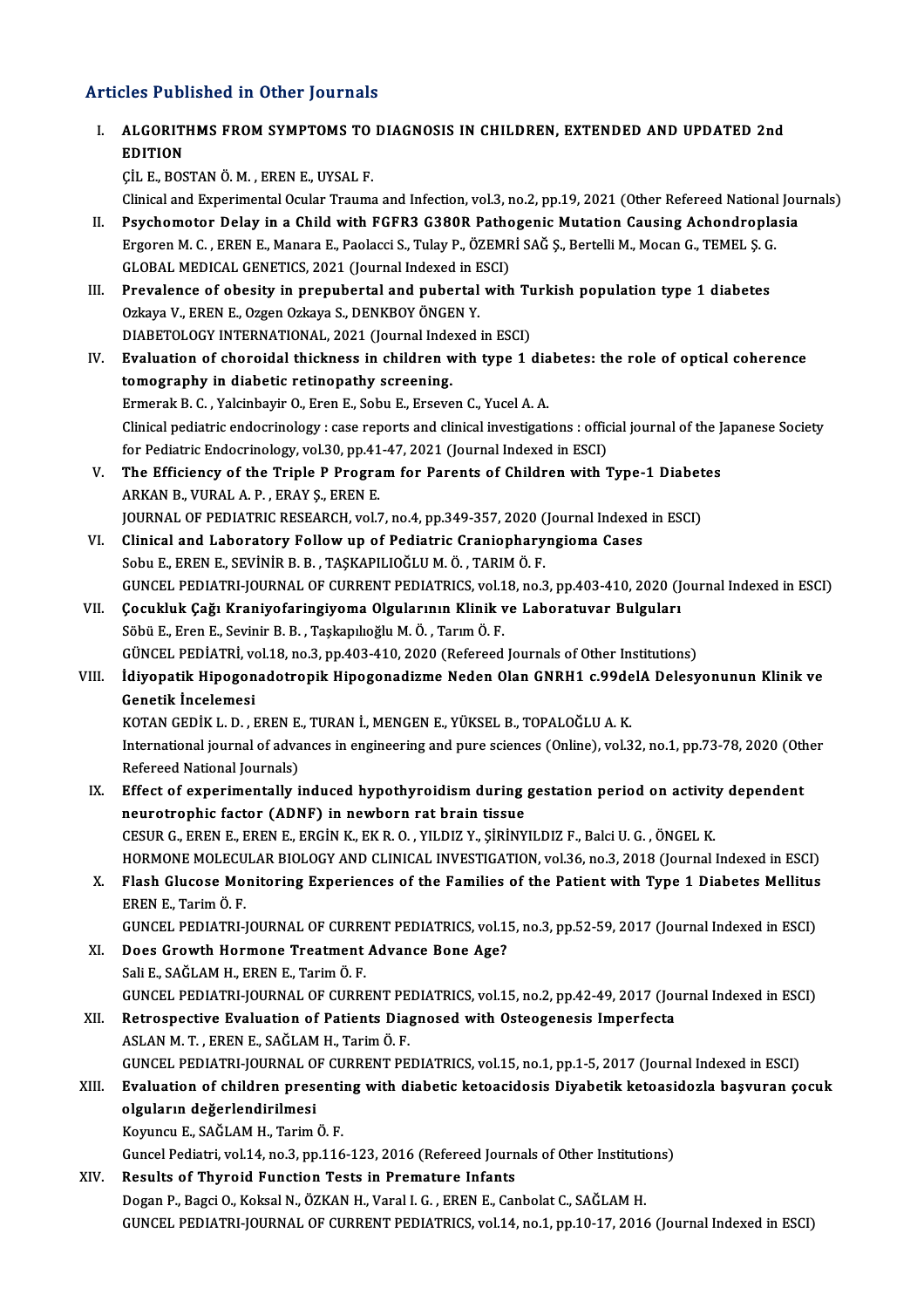## Articles Published in Other Journals

I. **ALGORITHMS FROM SYMPTOMS TO DIAGNOSIS IN CHILDREN, EXTENDED AND UPDATED 2nd EDITION**
ÇİL E., BOSTAN Ö. M. , EREN E., UYSAL F.
Clinical and Experimental Ocular Trauma and Infection, vol.3, no.2, pp.19, 2021 (Other Refereed National Journals)

II. **Psychomotor Delay in a Child with FGFR3 G380R Pathogenic Mutation Causing Achondroplasia**
Ergoren M. C. , EREN E., Manara E., Paolacci S., Tulay P., ÖZEMRİ SAĞ Ş., Bertelli M., Mocan G., TEMEL Ş. G.
GLOBAL MEDICAL GENETICS, 2021 (Journal Indexed in ESCI)

III. **Prevalence of obesity in prepubertal and pubertal with Turkish population type 1 diabetes**
Ozkaya V., EREN E., Ozgen Ozkaya S., DENKBOY ÖNGEN Y.
DIABETOLOGY INTERNATIONAL, 2021 (Journal Indexed in ESCI)

IV. **Evaluation of choroidal thickness in children with type 1 diabetes: the role of optical coherence tomography in diabetic retinopathy screening.**
Ermerak B. C. , Yalcinbayir O., Eren E., Sobu E., Erseven C., Yucel A. A.
Clinical pediatric endocrinology : case reports and clinical investigations : official journal of the Japanese Society for Pediatric Endocrinology, vol.30, pp.41-47, 2021 (Journal Indexed in ESCI)

V. **The Efficiency of the Triple P Program for Parents of Children with Type-1 Diabetes**
ARKAN B., VURAL A. P. , ERAY Ş., EREN E.
JOURNAL OF PEDIATRIC RESEARCH, vol.7, no.4, pp.349-357, 2020 (Journal Indexed in ESCI)

VI. **Clinical and Laboratory Follow up of Pediatric Craniopharyngioma Cases**
Sobu E., EREN E., SEVİNİR B. B. , TAŞKAPILIOĞLU M. Ö. , TARIM Ö. F.
GUNCEL PEDIATRI-JOURNAL OF CURRENT PEDIATRICS, vol.18, no.3, pp.403-410, 2020 (Journal Indexed in ESCI)

VII. **Çocukluk Çağı Kraniyofaringiyoma Olgularının Klinik ve Laboratuvar Bulguları**
Söbü E., Eren E., Sevinir B. B. , Taşkapılıoğlu M. Ö. , Tarım Ö. F.
GÜNCEL PEDİATRİ, vol.18, no.3, pp.403-410, 2020 (Refereed Journals of Other Institutions)

VIII. **İdiyopatik Hipogonadotropik Hipogonadizme Neden Olan GNRH1 c.99delA Delesyonunun Klinik ve Genetik İncelemesi**
KOTAN GEDİK L. D. , EREN E., TURAN İ., MENGEN E., YÜKSEL B., TOPALOĞLU A. K.
International journal of advances in engineering and pure sciences (Online), vol.32, no.1, pp.73-78, 2020 (Other Refereed National Journals)

IX. **Effect of experimentally induced hypothyroidism during gestation period on activity dependent neurotrophic factor (ADNF) in newborn rat brain tissue**
CESUR G., EREN E., EREN E., ERGİN K., EK R. O. , YILDIZ Y., ŞİRİNYILDIZ F., Balci U. G. , ÖNGEL K.
HORMONE MOLECULAR BIOLOGY AND CLINICAL INVESTIGATION, vol.36, no.3, 2018 (Journal Indexed in ESCI)

X. **Flash Glucose Monitoring Experiences of the Families of the Patient with Type 1 Diabetes Mellitus**
EREN E., Tarim Ö. F.
GUNCEL PEDIATRI-JOURNAL OF CURRENT PEDIATRICS, vol.15, no.3, pp.52-59, 2017 (Journal Indexed in ESCI)

XI. **Does Growth Hormone Treatment Advance Bone Age?**
Sali E., SAĞLAM H., EREN E., Tarim Ö. F.
GUNCEL PEDIATRI-JOURNAL OF CURRENT PEDIATRICS, vol.15, no.2, pp.42-49, 2017 (Journal Indexed in ESCI)

XII. **Retrospective Evaluation of Patients Diagnosed with Osteogenesis Imperfecta**
ASLAN M. T. , EREN E., SAĞLAM H., Tarim Ö. F.
GUNCEL PEDIATRI-JOURNAL OF CURRENT PEDIATRICS, vol.15, no.1, pp.1-5, 2017 (Journal Indexed in ESCI)

XIII. **Evaluation of children presenting with diabetic ketoacidosis Diyabetik ketoasidozla başvuran çocuk olguların değerlendirilmesi**
Koyuncu E., SAĞLAM H., Tarim Ö. F.
Guncel Pediatri, vol.14, no.3, pp.116-123, 2016 (Refereed Journals of Other Institutions)

XIV. **Results of Thyroid Function Tests in Premature Infants**
Dogan P., Bagci O., Koksal N., ÖZKAN H., Varal I. G. , EREN E., Canbolat C., SAĞLAM H.
GUNCEL PEDIATRI-JOURNAL OF CURRENT PEDIATRICS, vol.14, no.1, pp.10-17, 2016 (Journal Indexed in ESCI)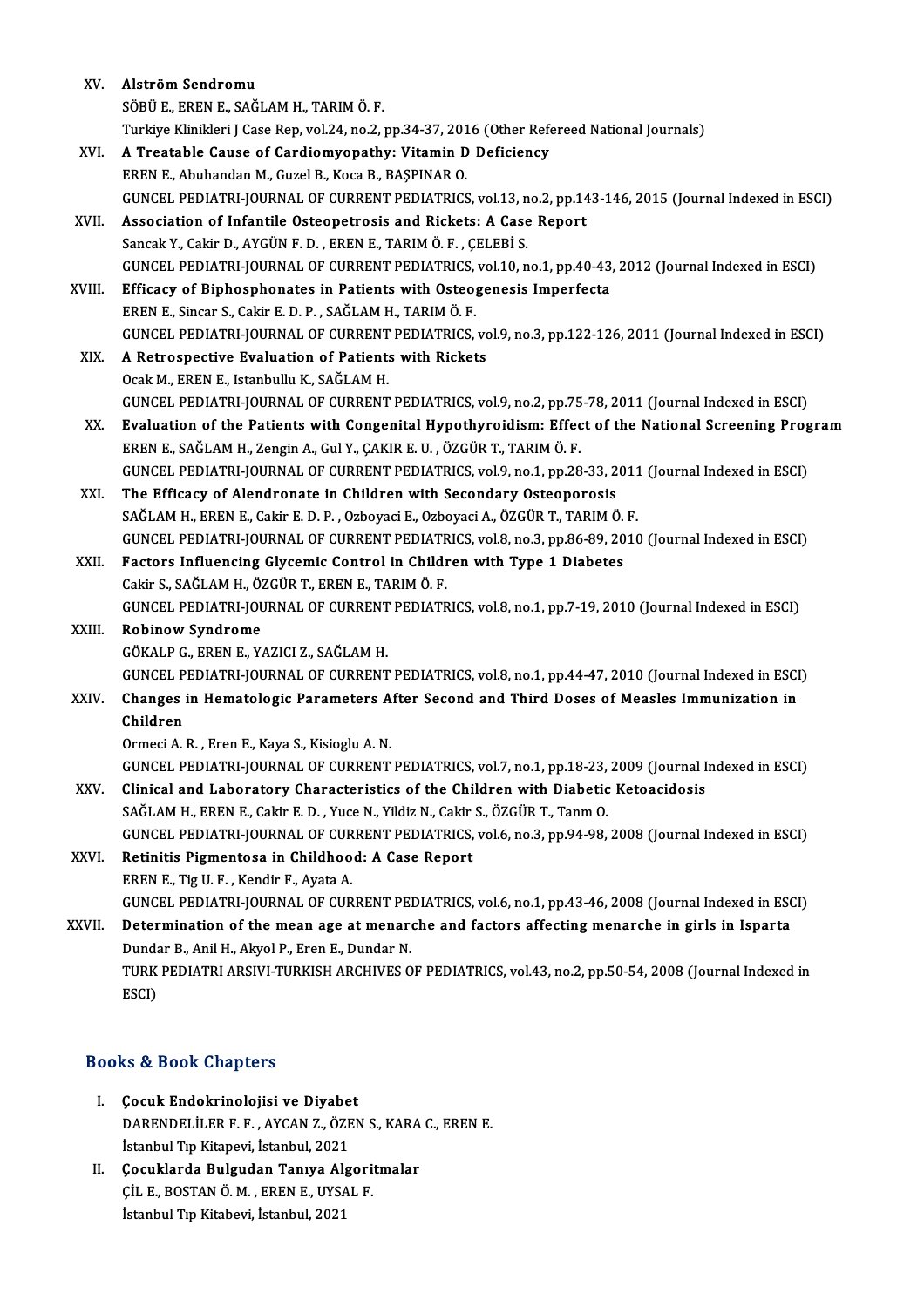XV. **Alstrōm Sendromu**
SÖBÜ E., EREN E., SAĞLAM H., TARIM Ö. F.
Turkiye Klinikleri J Case Rep, vol.24, no.2, pp.34-37, 2016 (Other Refereed National Journals)

XVI. **A Treatable Cause of Cardiomyopathy: Vitamin D Deficiency**
EREN E., Abuhandan M., Guzel B., Koca B., BAŞPINAR O.
GUNCEL PEDIATRI-JOURNAL OF CURRENT PEDIATRICS, vol.13, no.2, pp.143-146, 2015 (Journal Indexed in ESCI)

XVII. **Association of Infantile Osteopetrosis and Rickets: A Case Report**
Sancak Y., Cakir D., AYGÜN F. D. , EREN E., TARIM Ö. F. , ÇELEBİ S.
GUNCEL PEDIATRI-JOURNAL OF CURRENT PEDIATRICS, vol.10, no.1, pp.40-43, 2012 (Journal Indexed in ESCI)

XVIII. **Efficacy of Biphosphonates in Patients with Osteogenesis Imperfecta**
EREN E., Sincar S., Cakir E. D. P. , SAĞLAM H., TARIM Ö. F.
GUNCEL PEDIATRI-JOURNAL OF CURRENT PEDIATRICS, vol.9, no.3, pp.122-126, 2011 (Journal Indexed in ESCI)

XIX. **A Retrospective Evaluation of Patients with Rickets**
Ocak M., EREN E., Istanbullu K., SAĞLAM H.
GUNCEL PEDIATRI-JOURNAL OF CURRENT PEDIATRICS, vol.9, no.2, pp.75-78, 2011 (Journal Indexed in ESCI)

XX. **Evaluation of the Patients with Congenital Hypothyroidism: Effect of the National Screening Program**
EREN E., SAĞLAM H., Zengin A., Gul Y., ÇAKIR E. U. , ÖZGÜR T., TARIM Ö. F.
GUNCEL PEDIATRI-JOURNAL OF CURRENT PEDIATRICS, vol.9, no.1, pp.28-33, 2011 (Journal Indexed in ESCI)

XXI. **The Efficacy of Alendronate in Children with Secondary Osteoporosis**
SAĞLAM H., EREN E., Cakir E. D. P. , Ozboyaci E., Ozboyaci A., ÖZGÜR T., TARIM Ö. F.
GUNCEL PEDIATRI-JOURNAL OF CURRENT PEDIATRICS, vol.8, no.3, pp.86-89, 2010 (Journal Indexed in ESCI)

XXII. **Factors Influencing Glycemic Control in Children with Type 1 Diabetes**
Cakir S., SAĞLAM H., ÖZGÜR T., EREN E., TARIM Ö. F.
GUNCEL PEDIATRI-JOURNAL OF CURRENT PEDIATRICS, vol.8, no.1, pp.7-19, 2010 (Journal Indexed in ESCI)

XXIII. **Robinow Syndrome**
GÖKALP G., EREN E., YAZICI Z., SAĞLAM H.
GUNCEL PEDIATRI-JOURNAL OF CURRENT PEDIATRICS, vol.8, no.1, pp.44-47, 2010 (Journal Indexed in ESCI)

XXIV. **Changes in Hematologic Parameters After Second and Third Doses of Measles Immunization in Children**
Ormeci A. R. , Eren E., Kaya S., Kisioglu A. N.
GUNCEL PEDIATRI-JOURNAL OF CURRENT PEDIATRICS, vol.7, no.1, pp.18-23, 2009 (Journal Indexed in ESCI)

XXV. **Clinical and Laboratory Characteristics of the Children with Diabetic Ketoacidosis**
SAĞLAM H., EREN E., Cakir E. D. , Yuce N., Yildiz N., Cakir S., ÖZGÜR T., Tarım O.
GUNCEL PEDIATRI-JOURNAL OF CURRENT PEDIATRICS, vol.6, no.3, pp.94-98, 2008 (Journal Indexed in ESCI)

XXVI. **Retinitis Pigmentosa in Childhood: A Case Report**
EREN E., Tig U. F. , Kendir F., Ayata A.
GUNCEL PEDIATRI-JOURNAL OF CURRENT PEDIATRICS, vol.6, no.1, pp.43-46, 2008 (Journal Indexed in ESCI)

XXVII. **Determination of the mean age at menarche and factors affecting menarche in girls in Isparta**
Dundar B., Anil H., Akyol P., Eren E., Dundar N.
TURK PEDIATRI ARSIVI-TURKISH ARCHIVES OF PEDIATRICS, vol.43, no.2, pp.50-54, 2008 (Journal Indexed in ESCI)

## Books & Book Chapters

I. **Çocuk Endokrinolojisi ve Diyabet**
DARENDELİLER F. F. , AYCAN Z., ÖZEN S., KARA C., EREN E.
İstanbul Tıp Kitapevi, İstanbul, 2021

II. **Çocuklarda Bulgudan Tanıya Algoritmalar**
ÇİL E., BOSTAN Ö. M. , EREN E., UYSAL F.
İstanbul Tıp Kitabevi, İstanbul, 2021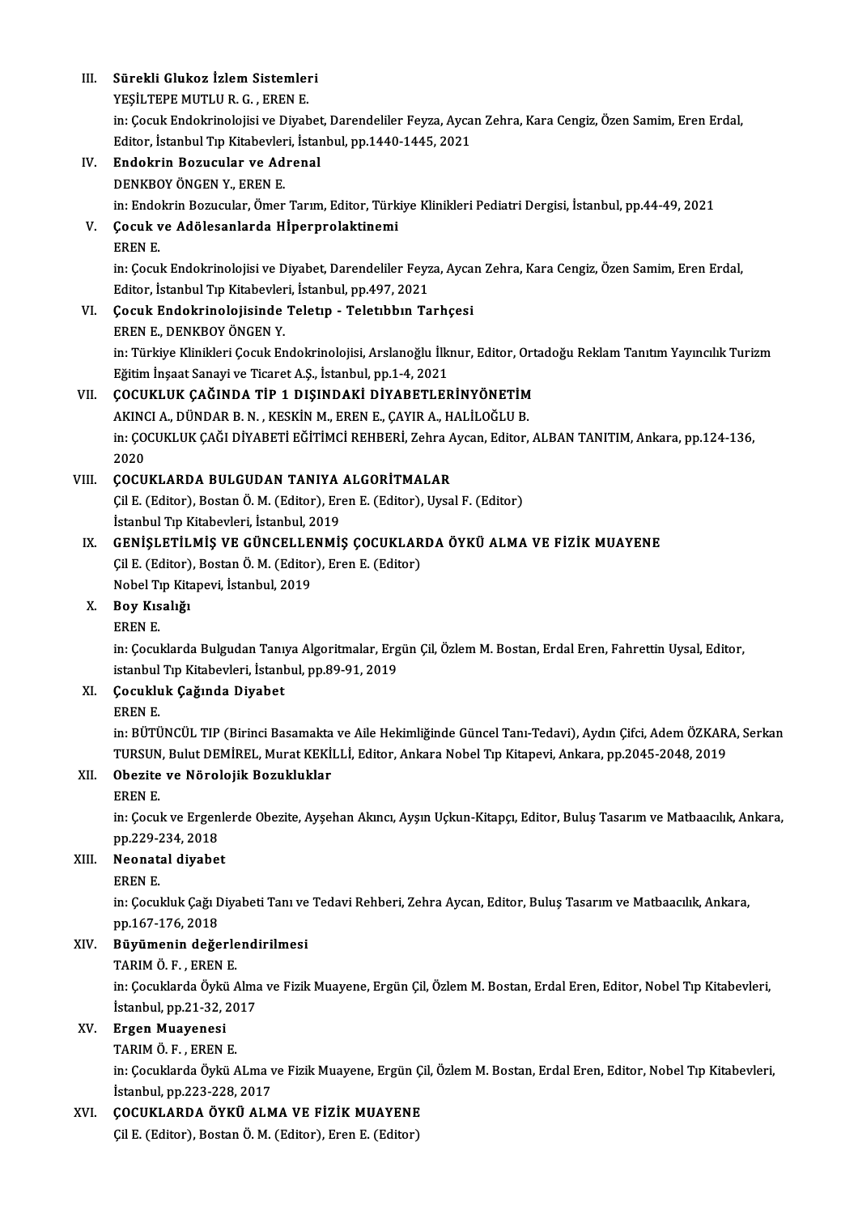III. **Sürekli Glukoz İzlem Sistemleri**
YEŞİLTEPE MUTLU R. G. , EREN E.
in: Çocuk Endokrinolojisi ve Diyabet, Darendeliler Feyza, Aycan Zehra, Kara Cengiz, Özen Samim, Eren Erdal, Editor, İstanbul Tıp Kitabevleri, İstanbul, pp.1440-1445, 2021

IV. **Endokrin Bozucular ve Adrenal**
DENKBOY ÖNGEN Y., EREN E.
in: Endokrin Bozucular, Ömer Tarım, Editor, Türkiye Klinikleri Pediatri Dergisi, İstanbul, pp.44-49, 2021

V. **Çocuk ve Adölesanlarda Hİperprolaktinemi**
EREN E.
in: Çocuk Endokrinolojisi ve Diyabet, Darendeliler Feyza, Aycan Zehra, Kara Cengiz, Özen Samim, Eren Erdal, Editor, İstanbul Tıp Kitabevleri, İstanbul, pp.497, 2021

VI. **Çocuk Endokrinolojisinde Teletıp - Teletıbbın Tarhçesi**
EREN E., DENKBOY ÖNGEN Y.
in: Türkiye Klinikleri Çocuk Endokrinolojisi, Arslanoğlu İlknur, Editor, Ortadoğu Reklam Tanıtım Yayıncılık Turizm Eğitim İnşaat Sanayi ve Ticaret A.Ş., İstanbul, pp.1-4, 2021

VII. **ÇOCUKLUK ÇAĞINDA TİP 1 DIŞINDAKİ DİYABETLERİNYÖNETİM**
AKINCI A., DÜNDAR B. N. , KESKİN M., EREN E., ÇAYIR A., HALİLOĞLU B.
in: ÇOCUKLUK ÇAĞI DİYABETİ EĞİTİMCİ REHBERİ, Zehra Aycan, Editor, ALBAN TANITIM, Ankara, pp.124-136, 2020

VIII. **ÇOCUKLARDA BULGUDAN TANIYA ALGORİTMALAR**
Çil E. (Editor), Bostan Ö. M. (Editor), Eren E. (Editor), Uysal F. (Editor)
İstanbul Tıp Kitabevleri, İstanbul, 2019

IX. **GENİŞLETİLMİŞ VE GÜNCELLENMİŞ ÇOCUKLARDA ÖYKÜ ALMA VE FİZİK MUAYENE**
Çil E. (Editor), Bostan Ö. M. (Editor), Eren E. (Editor)
Nobel Tıp Kitapevi, İstanbul, 2019

X. **Boy Kısalığı**
EREN E.
in: Çocuklarda Bulgudan Tanıya Algoritmalar, Ergün Çil, Özlem M. Bostan, Erdal Eren, Fahrettin Uysal, Editor, istanbul Tıp Kitabevleri, İstanbul, pp.89-91, 2019

XI. **Çocukluk Çağında Diyabet**
EREN E.
in: BÜTÜNCÜL TIP (Birinci Basamakta ve Aile Hekimliğinde Güncel Tanı-Tedavi), Aydın Çifci, Adem ÖZKARA, Serkan TURSUN, Bulut DEMİREL, Murat KEKİLLİ, Editor, Ankara Nobel Tıp Kitapevi, Ankara, pp.2045-2048, 2019

XII. **Obezite ve Nörolojik Bozukluklar**
EREN E.
in: Çocuk ve Ergenlerde Obezite, Ayşehan Akıncı, Ayşın Uçkun-Kitapçı, Editor, Buluş Tasarım ve Matbaacılık, Ankara, pp.229-234, 2018

XIII. **Neonatal diyabet**
EREN E.
in: Çocukluk Çağı Diyabeti Tanı ve Tedavi Rehberi, Zehra Aycan, Editor, Buluş Tasarım ve Matbaacılık, Ankara, pp.167-176, 2018

XIV. **Büyümenin değerlendirilmesi**
TARIM Ö. F. , EREN E.
in: Çocuklarda Öykü Alma ve Fizik Muayene, Ergün Çil, Özlem M. Bostan, Erdal Eren, Editor, Nobel Tıp Kitabevleri, İstanbul, pp.21-32, 2017

XV. **Ergen Muayenesi**
TARIM Ö. F. , EREN E.
in: Çocuklarda Öykü ALma ve Fizik Muayene, Ergün Çil, Özlem M. Bostan, Erdal Eren, Editor, Nobel Tıp Kitabevleri, İstanbul, pp.223-228, 2017

XVI. **ÇOCUKLARDA ÖYKÜ ALMA VE FİZİK MUAYENE**
Çil E. (Editor), Bostan Ö. M. (Editor), Eren E. (Editor)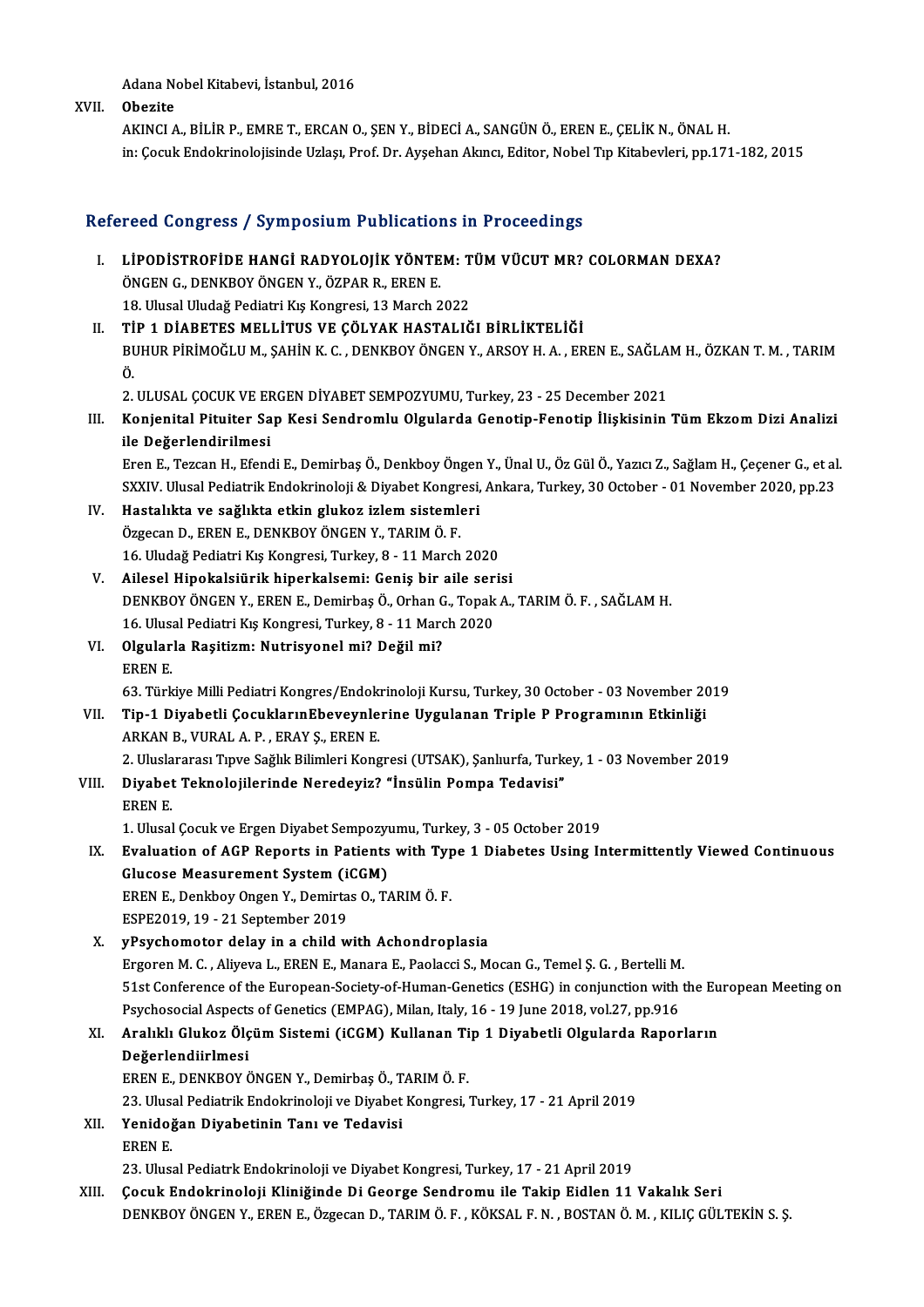Adana Nobel Kitabevi, İstanbul, 2016

XVII. **Obezite**
AKINCI A., BİLİR P., EMRE T., ERCAN O., ŞEN Y., BİDECİ A., SANGÜN Ö., EREN E., ÇELİK N., ÖNAL H.
in: Çocuk Endokrinolojisinde Uzlaşı, Prof. Dr. Ayşehan Akıncı, Editor, Nobel Tıp Kitabevleri, pp.171-182, 2015

## Refereed Congress / Symposium Publications in Proceedings

I. **LİPODİSTROFİDE HANGİ RADYOLOJİK YÖNTEM: TÜM VÜCUT MR? COLORMAN DEXA?**
ÖNGEN G., DENKBOY ÖNGEN Y., ÖZPAR R., EREN E.
18. Ulusal Uludağ Pediatri Kış Kongresi, 13 March 2022

II. **TİP 1 DİABETES MELLİTUS VE ÇÖLYAK HASTALIĞI BİRLİKTELİĞİ**
BUHUR PİRİMOĞLU M., ŞAHİN K. C. , DENKBOY ÖNGEN Y., ARSOY H. A. , EREN E., SAĞLAM H., ÖZKAN T. M. , TARIM Ö.
2. ULUSAL ÇOCUK VE ERGEN DİYABET SEMPOZYUMU, Turkey, 23 - 25 December 2021

III. **Konjenital Pituiter Sap Kesi Sendromlu Olgularda Genotip-Fenotip İlişkisinin Tüm Ekzom Dizi Analizi ile Değerlendirilmesi**
Eren E., Tezcan H., Efendi E., Demirbaş Ö., Denkboy Öngen Y., Ünal U., Öz Gül Ö., Yazıcı Z., Sağlam H., Çeçener G., et al.
SXXIV. Ulusal Pediatrik Endokrinoloji & Diyabet Kongresi, Ankara, Turkey, 30 October - 01 November 2020, pp.23

IV. **Hastalıkta ve sağlıkta etkin glukoz izlem sistemleri**
Özgecan D., EREN E., DENKBOY ÖNGEN Y., TARIM Ö. F.
16. Uludağ Pediatri Kış Kongresi, Turkey, 8 - 11 March 2020

V. **Ailesel Hipokalsiürik hiperkalsemi: Geniş bir aile serisi**
DENKBOY ÖNGEN Y., EREN E., Demirbaş Ö., Orhan G., Topak A., TARIM Ö. F. , SAĞLAM H.
16. Ulusal Pediatri Kış Kongresi, Turkey, 8 - 11 March 2020

VI. **Olgularla Raşitizm: Nutrisyonel mi? Değil mi?**
EREN E.
63. Türkiye Milli Pediatri Kongres/Endokrinoloji Kursu, Turkey, 30 October - 03 November 2019

VII. **Tip-1 Diyabetli ÇocuklarınEbeveynlerine Uygulanan Triple P Programının Etkinliği**
ARKAN B., VURAL A. P. , ERAY Ş., EREN E.
2. Uluslararası Tıpve Sağlık Bilimleri Kongresi (UTSAK), Şanlıurfa, Turkey, 1 - 03 November 2019

VIII. **Diyabet Teknolojilerinde Neredeyiz? "İnsülin Pompa Tedavisi"**
EREN E.
1. Ulusal Çocuk ve Ergen Diyabet Sempozyumu, Turkey, 3 - 05 October 2019

IX. **Evaluation of AGP Reports in Patients with Type 1 Diabetes Using Intermittently Viewed Continuous Glucose Measurement System (iCGM)**
EREN E., Denkboy Ongen Y., Demirtas O., TARIM Ö. F.
ESPE2019, 19 - 21 September 2019

X. **yPsychomotor delay in a child with Achondroplasia**
Ergoren M. C. , Aliyeva L., EREN E., Manara E., Paolacci S., Mocan G., Temel Ş. G. , Bertelli M.
51st Conference of the European-Society-of-Human-Genetics (ESHG) in conjunction with the European Meeting on Psychosocial Aspects of Genetics (EMPAG), Milan, Italy, 16 - 19 June 2018, vol.27, pp.916

XI. **Aralıklı Glukoz Ölçüm Sistemi (iCGM) Kullanan Tip 1 Diyabetli Olgularda Raporların Değerlendiirlmesi**
EREN E., DENKBOY ÖNGEN Y., Demirbaş Ö., TARIM Ö. F.
23. Ulusal Pediatrik Endokrinoloji ve Diyabet Kongresi, Turkey, 17 - 21 April 2019

XII. **Yenidoğan Diyabetinin Tanı ve Tedavisi**
EREN E.
23. Ulusal Pediatrk Endokrinoloji ve Diyabet Kongresi, Turkey, 17 - 21 April 2019

XIII. **Çocuk Endokrinoloji Kliniğinde Di George Sendromu ile Takip Eidlen 11 Vakalık Seri**
DENKBOY ÖNGEN Y., EREN E., Özgecan D., TARIM Ö. F. , KÖKSAL F. N. , BOSTAN Ö. M. , KILIÇ GÜLTEKİN S. Ş.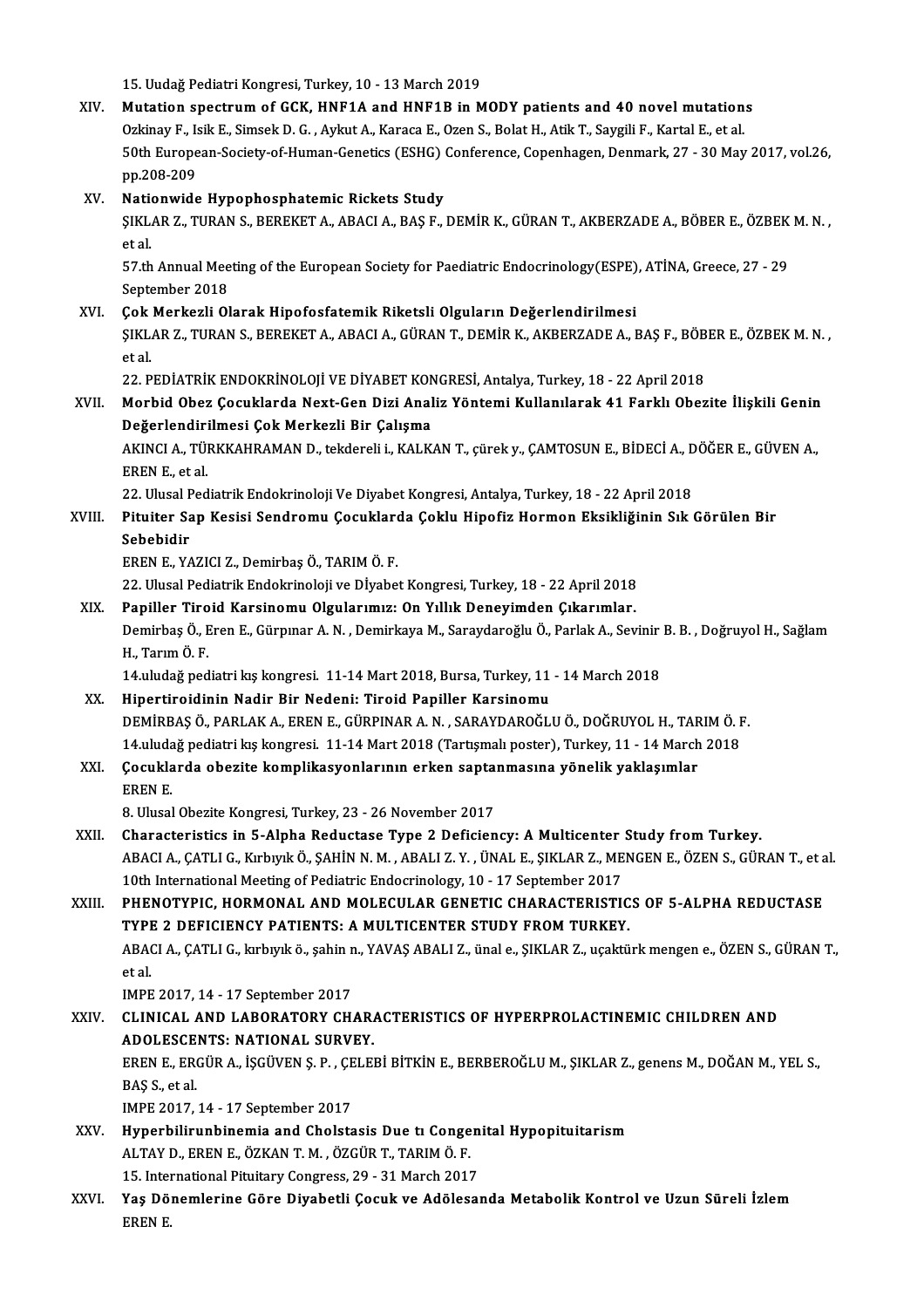15. Uudağ Pediatri Kongresi, Turkey, 10 - 13 March 2019

XIV. **Mutation spectrum of GCK, HNF1A and HNF1B in MODY patients and 40 novel mutations**
Ozkinay F., Isik E., Simsek D. G. , Aykut A., Karaca E., Ozen S., Bolat H., Atik T., Saygili F., Kartal E., et al.
50th European-Society-of-Human-Genetics (ESHG) Conference, Copenhagen, Denmark, 27 - 30 May 2017, vol.26, pp.208-209

XV. **Nationwide Hypophosphatemic Rickets Study**
ŞIKLAR Z., TURAN S., BEREKET A., ABACI A., BAŞ F., DEMİR K., GÜRAN T., AKBERZADE A., BÖBER E., ÖZBEK M. N. , et al.
57.th Annual Meeting of the European Society for Paediatric Endocrinology(ESPE), ATİNA, Greece, 27 - 29 September 2018

XVI. **Çok Merkezli Olarak Hipofosfatemik Riketsli Olguların Değerlendirilmesi**
ŞIKLAR Z., TURAN S., BEREKET A., ABACI A., GÜRAN T., DEMİR K., AKBERZADE A., BAŞ F., BÖBER E., ÖZBEK M. N. , et al.
22. PEDİATRİK ENDOKRİNOLOJİ VE DİYABET KONGRESİ, Antalya, Turkey, 18 - 22 April 2018

XVII. **Morbid Obez Çocuklarda Next-Gen Dizi Analiz Yöntemi Kullanılarak 41 Farklı Obezite İlişkili Genin Değerlendirilmesi Çok Merkezli Bir Çalışma**
AKINCI A., TÜRKKAHRAMAN D., tekdereli i., KALKAN T., çürek y., ÇAMTOSUN E., BİDECİ A., DÖĞER E., GÜVEN A., EREN E., et al.
22. Ulusal Pediatrik Endokrinoloji Ve Diyabet Kongresi, Antalya, Turkey, 18 - 22 April 2018

XVIII. **Pituiter Sap Kesisi Sendromu Çocuklarda Çoklu Hipofiz Hormon Eksikliğinin Sık Görülen Bir Sebebidir**
EREN E., YAZICI Z., Demirbaş Ö., TARIM Ö. F.
22. Ulusal Pediatrik Endokrinoloji ve Dİyabet Kongresi, Turkey, 18 - 22 April 2018

XIX. **Papiller Tiroid Karsinomu Olgularımız: On Yıllık Deneyimden Çıkarımlar.**
Demirbaş Ö., Eren E., Gürpınar A. N. , Demirkaya M., Saraydaroğlu Ö., Parlak A., Sevinir B. B. , Doğruyol H., Sağlam H., Tarım Ö. F.
14.uludağ pediatri kış kongresi. 11-14 Mart 2018, Bursa, Turkey, 11 - 14 March 2018

XX. **Hipertiroidinin Nadir Bir Nedeni: Tiroid Papiller Karsinomu**
DEMİRBAŞ Ö., PARLAK A., EREN E., GÜRPINAR A. N. , SARAYDAROĞLU Ö., DOĞRUYOL H., TARIM Ö. F.
14.uludağ pediatri kış kongresi. 11-14 Mart 2018 (Tartışmalı poster), Turkey, 11 - 14 March 2018

XXI. **Çocuklarda obezite komplikasyonlarının erken saptanmasına yönelik yaklaşımlar**
EREN E.
8. Ulusal Obezite Kongresi, Turkey, 23 - 26 November 2017

XXII. **Characteristics in 5-Alpha Reductase Type 2 Deficiency: A Multicenter Study from Turkey.**
ABACI A., ÇATLI G., Kırbıyık Ö., ŞAHİN N. M. , ABALI Z. Y. , ÜNAL E., ŞIKLAR Z., MENGEN E., ÖZEN S., GÜRAN T., et al.
10th International Meeting of Pediatric Endocrinology, 10 - 17 September 2017

XXIII. **PHENOTYPIC, HORMONAL AND MOLECULAR GENETIC CHARACTERISTICS OF 5-ALPHA REDUCTASE TYPE 2 DEFICIENCY PATIENTS: A MULTICENTER STUDY FROM TURKEY.**
ABACI A., ÇATLI G., kırbıyık ö., şahin n., YAVAŞ ABALI Z., ünal e., ŞIKLAR Z., uçaktürk mengen e., ÖZEN S., GÜRAN T., et al.
IMPE 2017, 14 - 17 September 2017

XXIV. **CLINICAL AND LABORATORY CHARACTERISTICS OF HYPERPROLACTINEMIC CHILDREN AND ADOLESCENTS: NATIONAL SURVEY.**
EREN E., ERGÜR A., İŞGÜVEN Ş. P. , ÇELEBİ BİTKİN E., BERBEROĞLU M., ŞIKLAR Z., genens M., DOĞAN M., YEL S., BAŞ S., et al.
IMPE 2017, 14 - 17 September 2017

XXV. **Hyperbilirunbinemia and Cholstasis Due tı Congenital Hypopituitarism**
ALTAY D., EREN E., ÖZKAN T. M. , ÖZGÜR T., TARIM Ö. F.
15. International Pituitary Congress, 29 - 31 March 2017

XXVI. **Yaş Dönemlerine Göre Diyabetli Çocuk ve Adölesanda Metabolik Kontrol ve Uzun Süreli İzlem**
EREN E.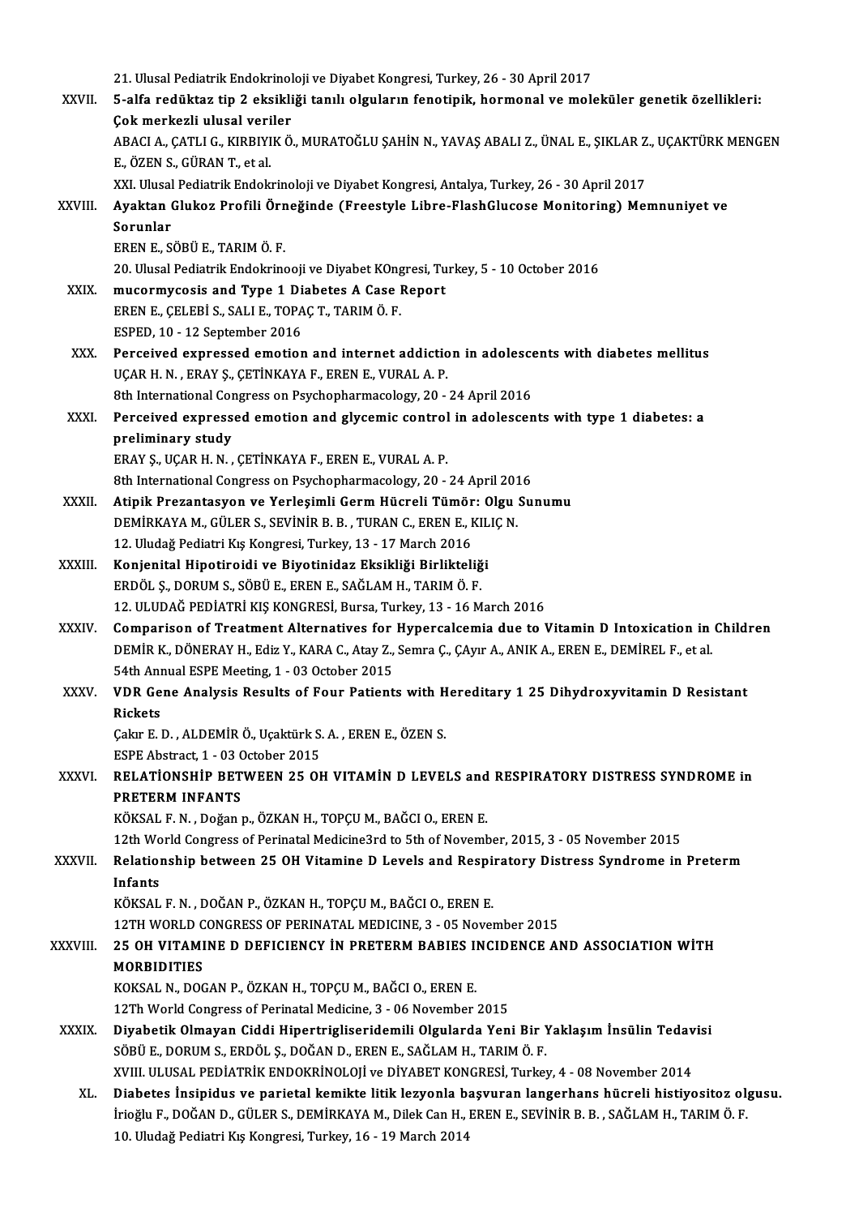21. Ulusal Pediatrik Endokrinoloji ve Diyabet Kongresi, Turkey, 26 - 30 April 2017

XXVII. **5-alfa redüktaz tip 2 eksikliği tanılı olguların fenotipik, hormonal ve moleküler genetik özellikleri: Çok merkezli ulusal veriler**
ABACI A., ÇATLI G., KIRBIYIK Ö., MURATOĞLU ŞAHİN N., YAVAŞ ABALI Z., ÜNAL E., ŞIKLAR Z., UÇAKTÜRK MENGEN E., ÖZEN S., GÜRAN T., et al.
XXI. Ulusal Pediatrik Endokrinoloji ve Diyabet Kongresi, Antalya, Turkey, 26 - 30 April 2017

XXVIII. **Ayaktan Glukoz Profili Örneğinde (Freestyle Libre-FlashGlucose Monitoring) Memnuniyet ve Sorunlar**
EREN E., SÖBÜ E., TARIM Ö. F.
20. Ulusal Pediatrik Endokrinooji ve Diyabet KOngresi, Turkey, 5 - 10 October 2016

XXIX. **mucormycosis and Type 1 Diabetes A Case Report**
EREN E., ÇELEBİ S., SALI E., TOPAÇ T., TARIM Ö. F.
ESPED, 10 - 12 September 2016

XXX. **Perceived expressed emotion and internet addiction in adolescents with diabetes mellitus**
UÇAR H. N. , ERAY Ş., ÇETİNKAYA F., EREN E., VURAL A. P.
8th International Congress on Psychopharmacology, 20 - 24 April 2016

XXXI. **Perceived expressed emotion and glycemic control in adolescents with type 1 diabetes: a preliminary study**
ERAY Ş., UÇAR H. N. , ÇETİNKAYA F., EREN E., VURAL A. P.
8th International Congress on Psychopharmacology, 20 - 24 April 2016

XXXII. **Atipik Prezantasyon ve Yerleşimli Germ Hücreli Tümör: Olgu Sunumu**
DEMİRKAYA M., GÜLER S., SEVİNİR B. B. , TURAN C., EREN E., KILIÇ N.
12. Uludağ Pediatri Kış Kongresi, Turkey, 13 - 17 March 2016

XXXIII. **Konjenital Hipotiroidi ve Biyotinidaz Eksikliği Birlikteliği**
ERDÖL Ş., DORUM S., SÖBÜ E., EREN E., SAĞLAM H., TARIM Ö. F.
12. ULUDAĞ PEDİATRİ KIŞ KONGRESİ, Bursa, Turkey, 13 - 16 March 2016

XXXIV. **Comparison of Treatment Alternatives for Hypercalcemia due to Vitamin D Intoxication in Children**
DEMİR K., DÖNERAY H., Ediz Y., KARA C., Atay Z., Semra Ç., ÇAyır A., ANIK A., EREN E., DEMİREL F., et al.
54th Annual ESPE Meeting, 1 - 03 October 2015

XXXV. **VDR Gene Analysis Results of Four Patients with Hereditary 1 25 Dihydroxyvitamin D Resistant Rickets**
Çakır E. D. , ALDEMİR Ö., Uçaktürk S. A. , EREN E., ÖZEN S.
ESPE Abstract, 1 - 03 October 2015

XXXVI. **RELATİONSHİP BETWEEN 25 OH VITAMİN D LEVELS and RESPIRATORY DISTRESS SYNDROME in PRETERM INFANTS**
KÖKSAL F. N. , Doğan p., ÖZKAN H., TOPÇU M., BAĞCI O., EREN E.
12th World Congress of Perinatal Medicine3rd to 5th of November, 2015, 3 - 05 November 2015

XXXVII. **Relationship between 25 OH Vitamine D Levels and Respiratory Distress Syndrome in Preterm Infants**
KÖKSAL F. N. , DOĞAN P., ÖZKAN H., TOPÇU M., BAĞCI O., EREN E.
12TH WORLD CONGRESS OF PERINATAL MEDICINE, 3 - 05 November 2015

XXXVIII. **25 OH VITAMINE D DEFICIENCY İN PRETERM BABIES INCIDENCE AND ASSOCIATION WİTH MORBIDITIES**
KOKSAL N., DOGAN P., ÖZKAN H., TOPÇU M., BAĞCI O., EREN E.
12Th World Congress of Perinatal Medicine, 3 - 06 November 2015

XXXIX. **Diyabetik Olmayan Ciddi Hipertrigliseridemili Olgularda Yeni Bir Yaklaşım İnsülin Tedavisi**
SÖBÜ E., DORUM S., ERDÖL Ş., DOĞAN D., EREN E., SAĞLAM H., TARIM Ö. F.
XVIII. ULUSAL PEDİATRİK ENDOKRİNOLOJİ ve DİYABET KONGRESİ, Turkey, 4 - 08 November 2014

XL. **Diabetes İnsipidus ve parietal kemikte litik lezyonla başvuran langerhans hücreli histiyositoz olgusu.**
İrioğlu F., DOĞAN D., GÜLER S., DEMİRKAYA M., Dilek Can H., EREN E., SEVİNİR B. B. , SAĞLAM H., TARIM Ö. F.
10. Uludağ Pediatri Kış Kongresi, Turkey, 16 - 19 March 2014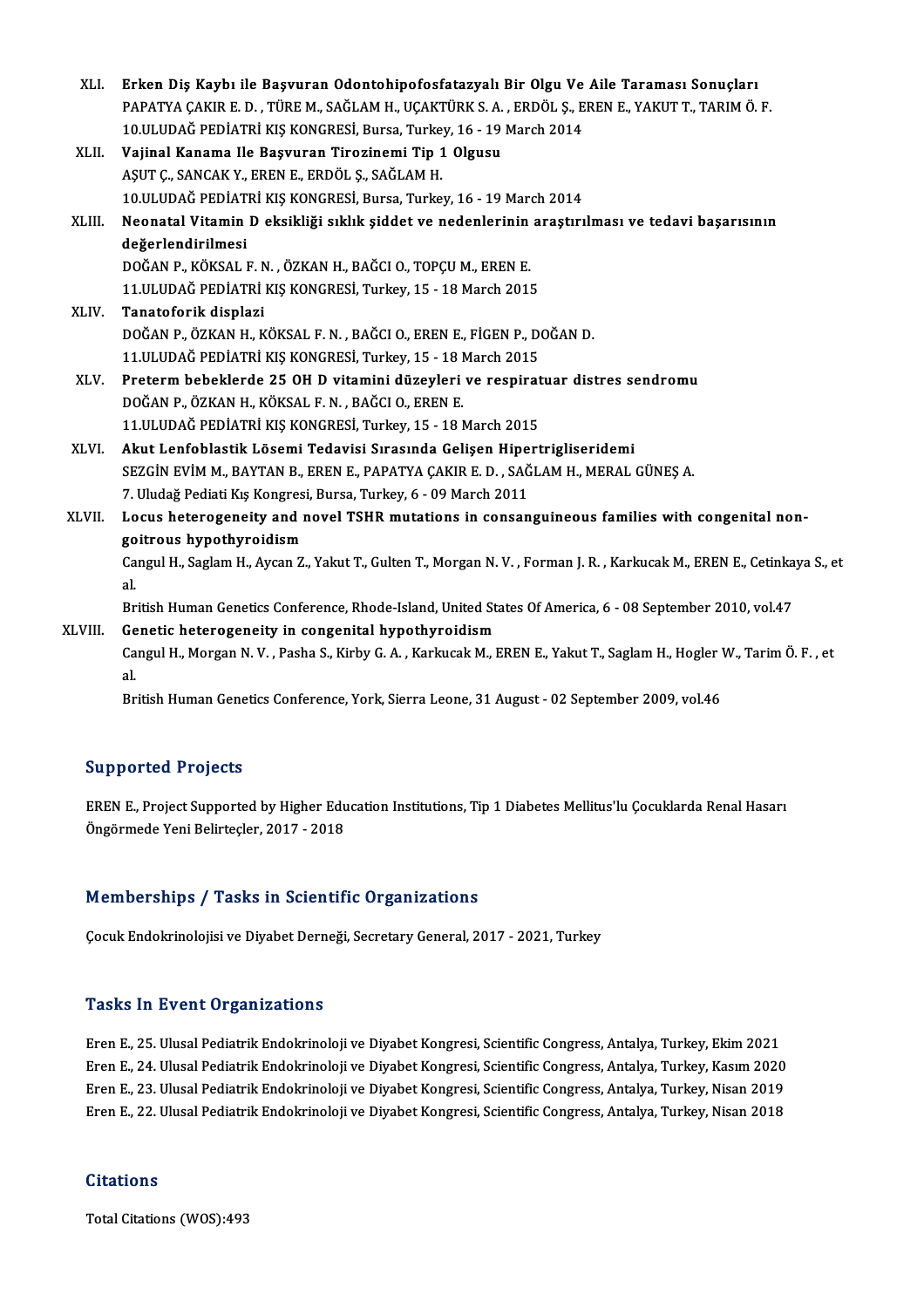XLI. **Erken Diş Kaybı ile Başvuran Odontohipofosfatazyalı Bir Olgu Ve Aile Taraması Sonuçları**
PAPATYA ÇAKIR E. D. , TÜRE M., SAĞLAM H., UÇAKTÜRK S. A. , ERDÖL Ş., EREN E., YAKUT T., TARIM Ö. F.
10.ULUDAĞ PEDİATRİ KIŞ KONGRESİ, Bursa, Turkey, 16 - 19 March 2014

XLII. **Vajinal Kanama Ile Başvuran Tirozinemi Tip 1 Olgusu**
AŞUT Ç., SANCAK Y., EREN E., ERDÖL Ş., SAĞLAM H.
10.ULUDAĞ PEDİATRİ KIŞ KONGRESİ, Bursa, Turkey, 16 - 19 March 2014

XLIII. **Neonatal Vitamin D eksikliği sıklık şiddet ve nedenlerinin araştırılması ve tedavi başarısının değerlendirilmesi**
DOĞAN P., KÖKSAL F. N. , ÖZKAN H., BAĞCI O., TOPÇU M., EREN E.
11.ULUDAĞ PEDİATRİ KIŞ KONGRESİ, Turkey, 15 - 18 March 2015

XLIV. **Tanatoforik displazi**
DOĞAN P., ÖZKAN H., KÖKSAL F. N. , BAĞCI O., EREN E., FİGEN P., DOĞAN D.
11.ULUDAĞ PEDİATRİ KIŞ KONGRESİ, Turkey, 15 - 18 March 2015

XLV. **Preterm bebeklerde 25 OH D vitamini düzeyleri ve respiratuar distres sendromu**
DOĞAN P., ÖZKAN H., KÖKSAL F. N. , BAĞCI O., EREN E.
11.ULUDAĞ PEDİATRİ KIŞ KONGRESİ, Turkey, 15 - 18 March 2015

XLVI. **Akut Lenfoblastik Lösemi Tedavisi Sırasında Gelişen Hipertrigliseridemi**
SEZGİN EVİM M., BAYTAN B., EREN E., PAPATYA ÇAKIR E. D. , SAĞLAM H., MERAL GÜNEŞ A.
7. Uludağ Pediati Kış Kongresi, Bursa, Turkey, 6 - 09 March 2011

XLVII. **Locus heterogeneity and novel TSHR mutations in consanguineous families with congenital non-goitrous hypothyroidism**
Cangul H., Saglam H., Aycan Z., Yakut T., Gulten T., Morgan N. V. , Forman J. R. , Karkucak M., EREN E., Cetinkaya S., et al.
British Human Genetics Conference, Rhode-Island, United States Of America, 6 - 08 September 2010, vol.47

XLVIII. **Genetic heterogeneity in congenital hypothyroidism**
Cangul H., Morgan N. V. , Pasha S., Kirby G. A. , Karkucak M., EREN E., Yakut T., Saglam H., Hogler W., Tarim Ö. F. , et al.
British Human Genetics Conference, York, Sierra Leone, 31 August - 02 September 2009, vol.46

## Supported Projects

EREN E., Project Supported by Higher Education Institutions, Tip 1 Diabetes Mellitus'lu Çocuklarda Renal Hasarı Öngörmede Yeni Belirteçler, 2017 - 2018

## Memberships / Tasks in Scientific Organizations

Çocuk Endokrinolojisi ve Diyabet Derneği, Secretary General, 2017 - 2021, Turkey

## Tasks In Event Organizations

Eren E., 25. Ulusal Pediatrik Endokrinoloji ve Diyabet Kongresi, Scientific Congress, Antalya, Turkey, Ekim 2021
Eren E., 24. Ulusal Pediatrik Endokrinoloji ve Diyabet Kongresi, Scientific Congress, Antalya, Turkey, Kasım 2020
Eren E., 23. Ulusal Pediatrik Endokrinoloji ve Diyabet Kongresi, Scientific Congress, Antalya, Turkey, Nisan 2019
Eren E., 22. Ulusal Pediatrik Endokrinoloji ve Diyabet Kongresi, Scientific Congress, Antalya, Turkey, Nisan 2018

## Citations

Total Citations (WOS):493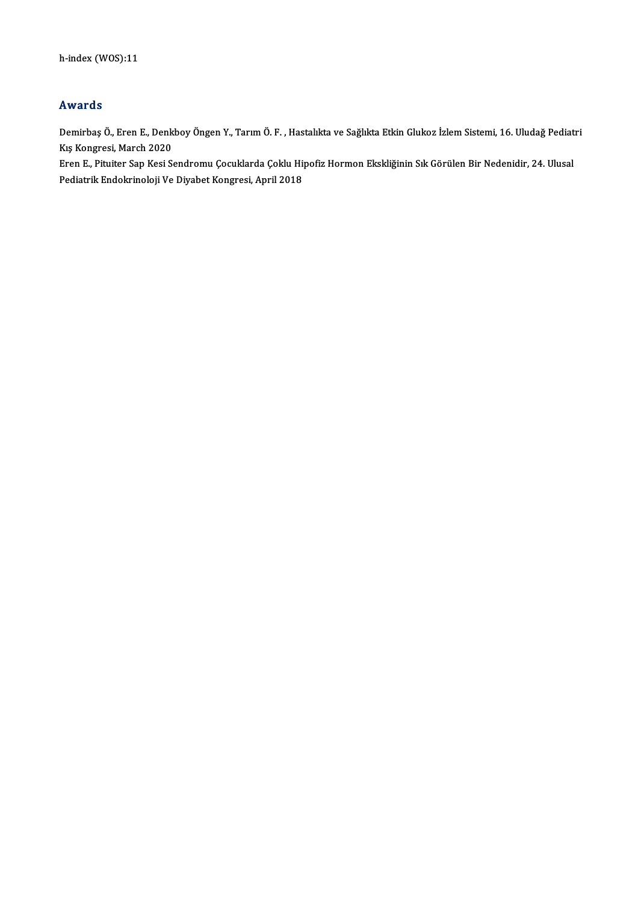h-index (WOS):11

## Awards

Demirbaş Ö., Eren E., Denkboy Öngen Y., Tarım Ö. F. , Hastalıkta ve Sağlıkta Etkin Glukoz İzlem Sistemi, 16. Uludağ Pediatri Kış Kongresi, March 2020

Eren E., Pituiter Sap Kesi Sendromu Çocuklarda Çoklu Hipofiz Hormon Ekskliğinin Sık Görülen Bir Nedenidir, 24. Ulusal Pediatrik Endokrinoloji Ve Diyabet Kongresi, April 2018